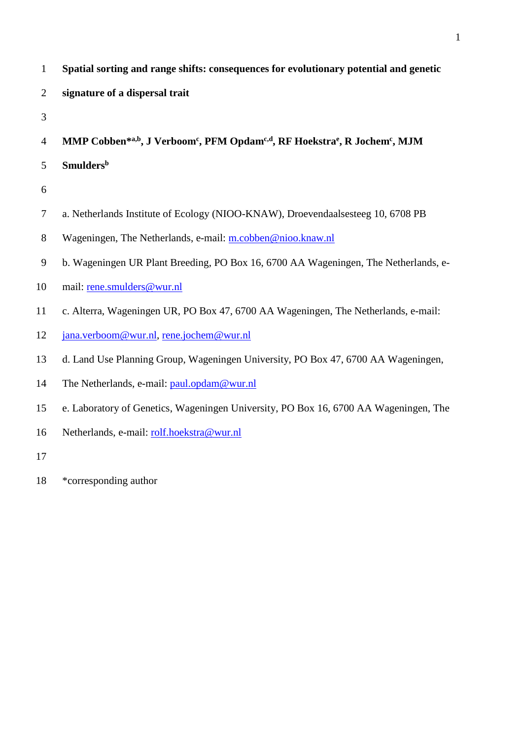# Spatial sorting and range shifts: consequences for evolutionary potential and genetic signature of a dispersal trait

**MMP Cobben*[a,b], J Verboom[c], PFM Opdam[c,d], RF Hoekstra[e], R Jochem[c], MJM Smulders[b]**

a. Netherlands Institute of Ecology (NIOO-KNAW), Droevendaalsesteeg 10, 6708 PB Wageningen, The Netherlands, e-mail: m.cobben@nioo.knaw.nl

b. Wageningen UR Plant Breeding, PO Box 16, 6700 AA Wageningen, The Netherlands, e-mail: rene.smulders@wur.nl

c. Alterra, Wageningen UR, PO Box 47, 6700 AA Wageningen, The Netherlands, e-mail: jana.verboom@wur.nl, rene.jochem@wur.nl

d. Land Use Planning Group, Wageningen University, PO Box 47, 6700 AA Wageningen, The Netherlands, e-mail: paul.opdam@wur.nl

e. Laboratory of Genetics, Wageningen University, PO Box 16, 6700 AA Wageningen, The Netherlands, e-mail: rolf.hoekstra@wur.nl

*corresponding author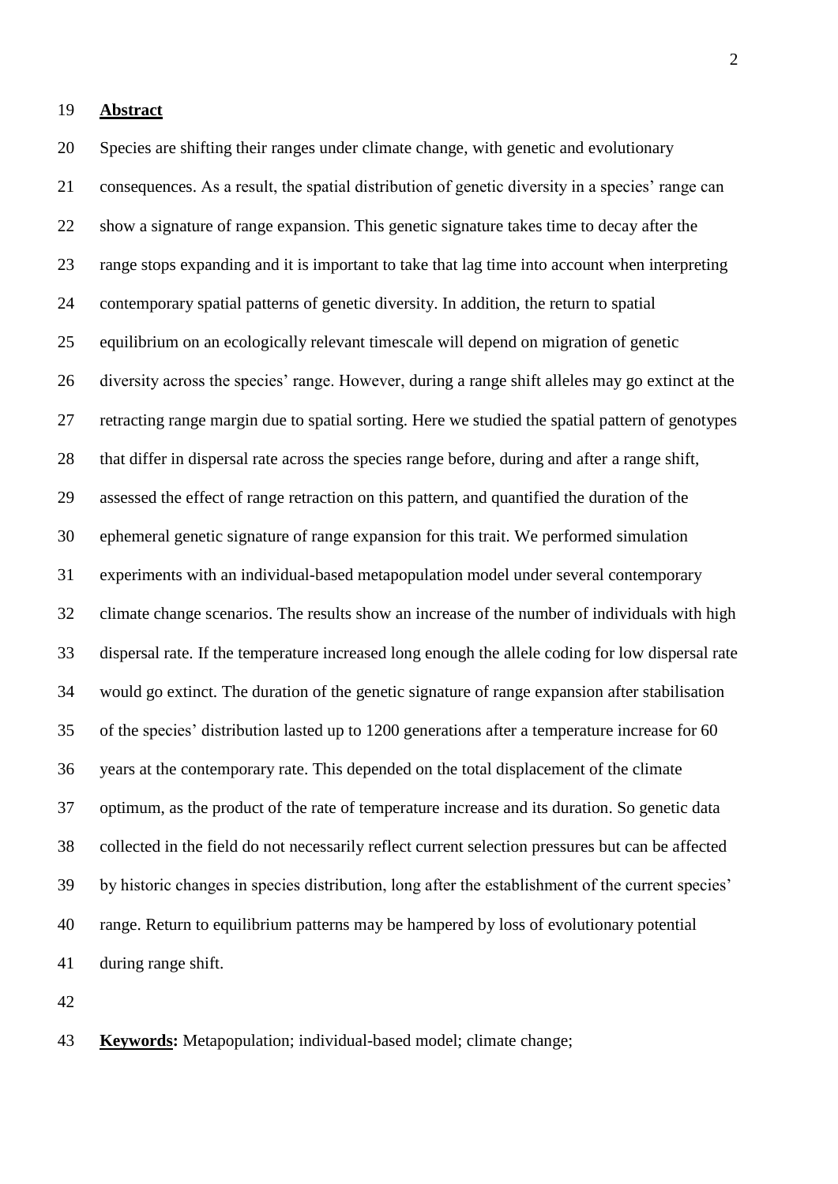## **Abstract**

Species are shifting their ranges under climate change, with genetic and evolutionary consequences. As a result, the spatial distribution of genetic diversity in a species' range can show a signature of range expansion. This genetic signature takes time to decay after the range stops expanding and it is important to take that lag time into account when interpreting contemporary spatial patterns of genetic diversity. In addition, the return to spatial equilibrium on an ecologically relevant timescale will depend on migration of genetic diversity across the species' range. However, during a range shift alleles may go extinct at the retracting range margin due to spatial sorting. Here we studied the spatial pattern of genotypes that differ in dispersal rate across the species range before, during and after a range shift, assessed the effect of range retraction on this pattern, and quantified the duration of the ephemeral genetic signature of range expansion for this trait. We performed simulation experiments with an individual-based metapopulation model under several contemporary climate change scenarios. The results show an increase of the number of individuals with high dispersal rate. If the temperature increased long enough the allele coding for low dispersal rate would go extinct. The duration of the genetic signature of range expansion after stabilisation of the species' distribution lasted up to 1200 generations after a temperature increase for 60 years at the contemporary rate. This depended on the total displacement of the climate optimum, as the product of the rate of temperature increase and its duration. So genetic data collected in the field do not necessarily reflect current selection pressures but can be affected by historic changes in species distribution, long after the establishment of the current species' range. Return to equilibrium patterns may be hampered by loss of evolutionary potential during range shift.

**Keywords:** Metapopulation; individual-based model; climate change;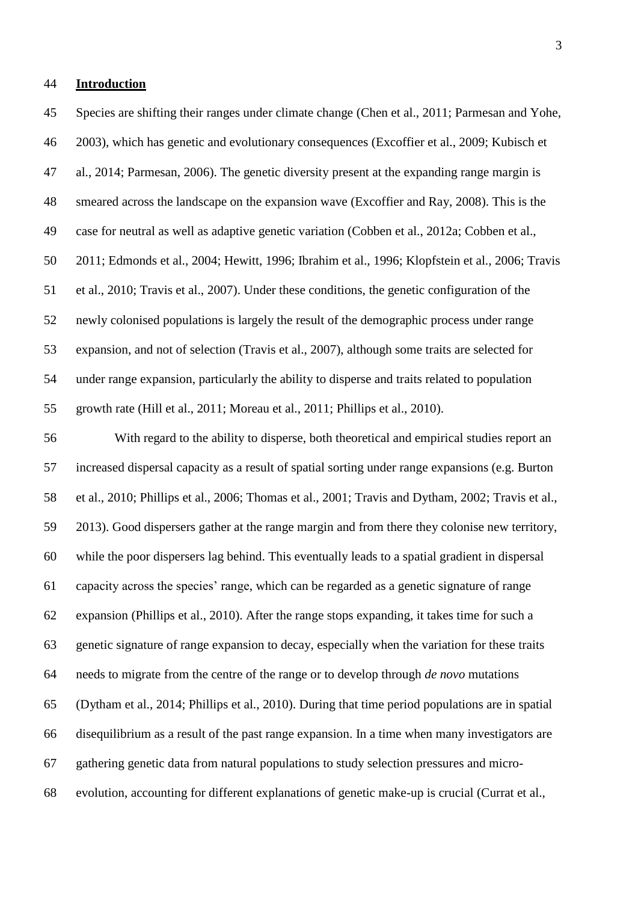## Introduction

Species are shifting their ranges under climate change (Chen et al., 2011; Parmesan and Yohe, 2003), which has genetic and evolutionary consequences (Excoffier et al., 2009; Kubisch et al., 2014; Parmesan, 2006). The genetic diversity present at the expanding range margin is smeared across the landscape on the expansion wave (Excoffier and Ray, 2008). This is the case for neutral as well as adaptive genetic variation (Cobben et al., 2012a; Cobben et al., 2011; Edmonds et al., 2004; Hewitt, 1996; Ibrahim et al., 1996; Klopfstein et al., 2006; Travis et al., 2010; Travis et al., 2007). Under these conditions, the genetic configuration of the newly colonised populations is largely the result of the demographic process under range expansion, and not of selection (Travis et al., 2007), although some traits are selected for under range expansion, particularly the ability to disperse and traits related to population growth rate (Hill et al., 2011; Moreau et al., 2011; Phillips et al., 2010).

With regard to the ability to disperse, both theoretical and empirical studies report an increased dispersal capacity as a result of spatial sorting under range expansions (e.g. Burton et al., 2010; Phillips et al., 2006; Thomas et al., 2001; Travis and Dytham, 2002; Travis et al., 2013). Good dispersers gather at the range margin and from there they colonise new territory, while the poor dispersers lag behind. This eventually leads to a spatial gradient in dispersal capacity across the species' range, which can be regarded as a genetic signature of range expansion (Phillips et al., 2010). After the range stops expanding, it takes time for such a genetic signature of range expansion to decay, especially when the variation for these traits needs to migrate from the centre of the range or to develop through *de novo* mutations (Dytham et al., 2014; Phillips et al., 2010). During that time period populations are in spatial disequilibrium as a result of the past range expansion. In a time when many investigators are gathering genetic data from natural populations to study selection pressures and micro-evolution, accounting for different explanations of genetic make-up is crucial (Currat et al.,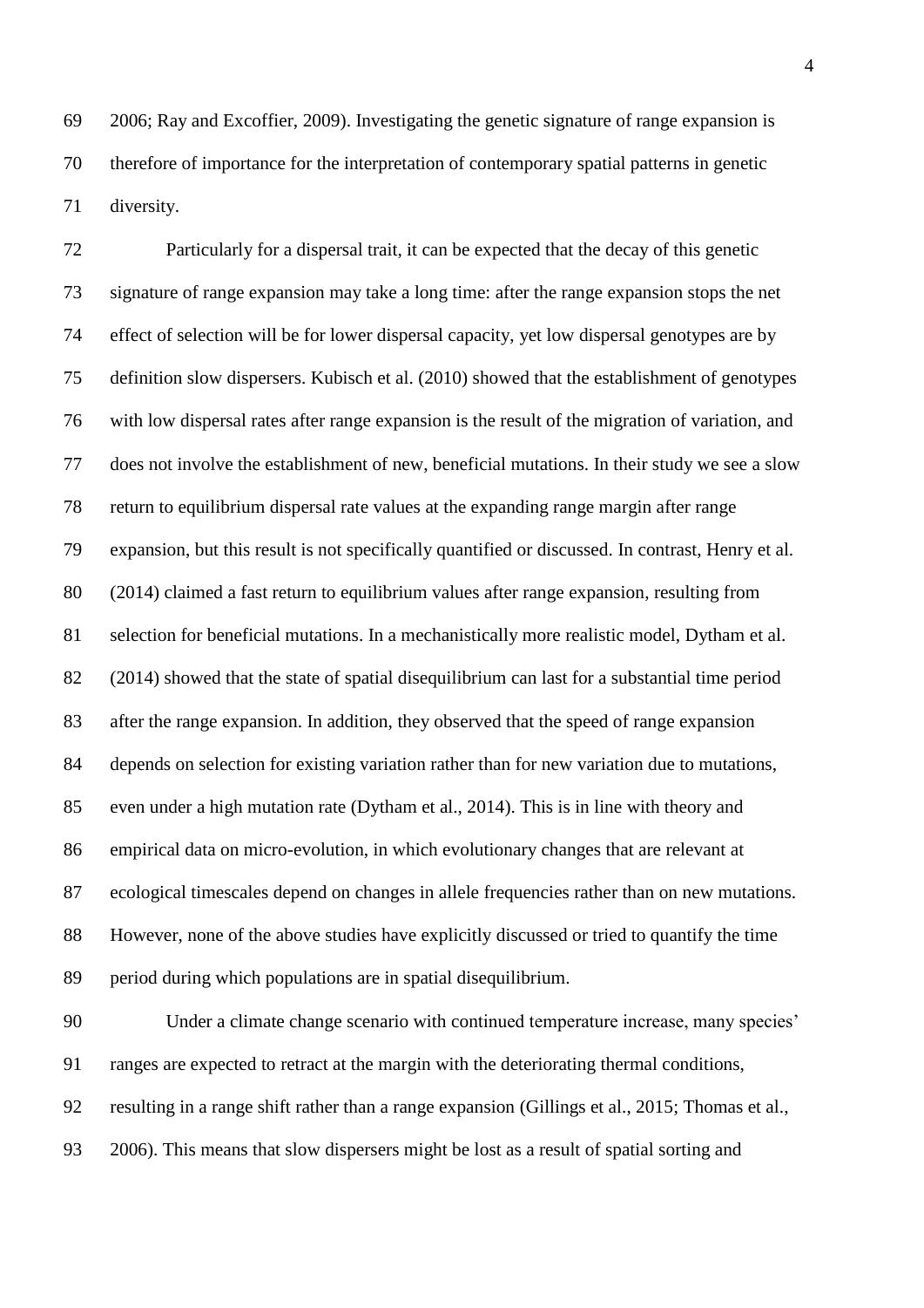2006; Ray and Excoffier, 2009). Investigating the genetic signature of range expansion is therefore of importance for the interpretation of contemporary spatial patterns in genetic diversity.

Particularly for a dispersal trait, it can be expected that the decay of this genetic signature of range expansion may take a long time: after the range expansion stops the net effect of selection will be for lower dispersal capacity, yet low dispersal genotypes are by definition slow dispersers. Kubisch et al. (2010) showed that the establishment of genotypes with low dispersal rates after range expansion is the result of the migration of variation, and does not involve the establishment of new, beneficial mutations. In their study we see a slow return to equilibrium dispersal rate values at the expanding range margin after range expansion, but this result is not specifically quantified or discussed. In contrast, Henry et al. (2014) claimed a fast return to equilibrium values after range expansion, resulting from selection for beneficial mutations. In a mechanistically more realistic model, Dytham et al. (2014) showed that the state of spatial disequilibrium can last for a substantial time period after the range expansion. In addition, they observed that the speed of range expansion depends on selection for existing variation rather than for new variation due to mutations, even under a high mutation rate (Dytham et al., 2014). This is in line with theory and empirical data on micro-evolution, in which evolutionary changes that are relevant at ecological timescales depend on changes in allele frequencies rather than on new mutations. However, none of the above studies have explicitly discussed or tried to quantify the time period during which populations are in spatial disequilibrium.

Under a climate change scenario with continued temperature increase, many species' ranges are expected to retract at the margin with the deteriorating thermal conditions, resulting in a range shift rather than a range expansion (Gillings et al., 2015; Thomas et al., 2006). This means that slow dispersers might be lost as a result of spatial sorting and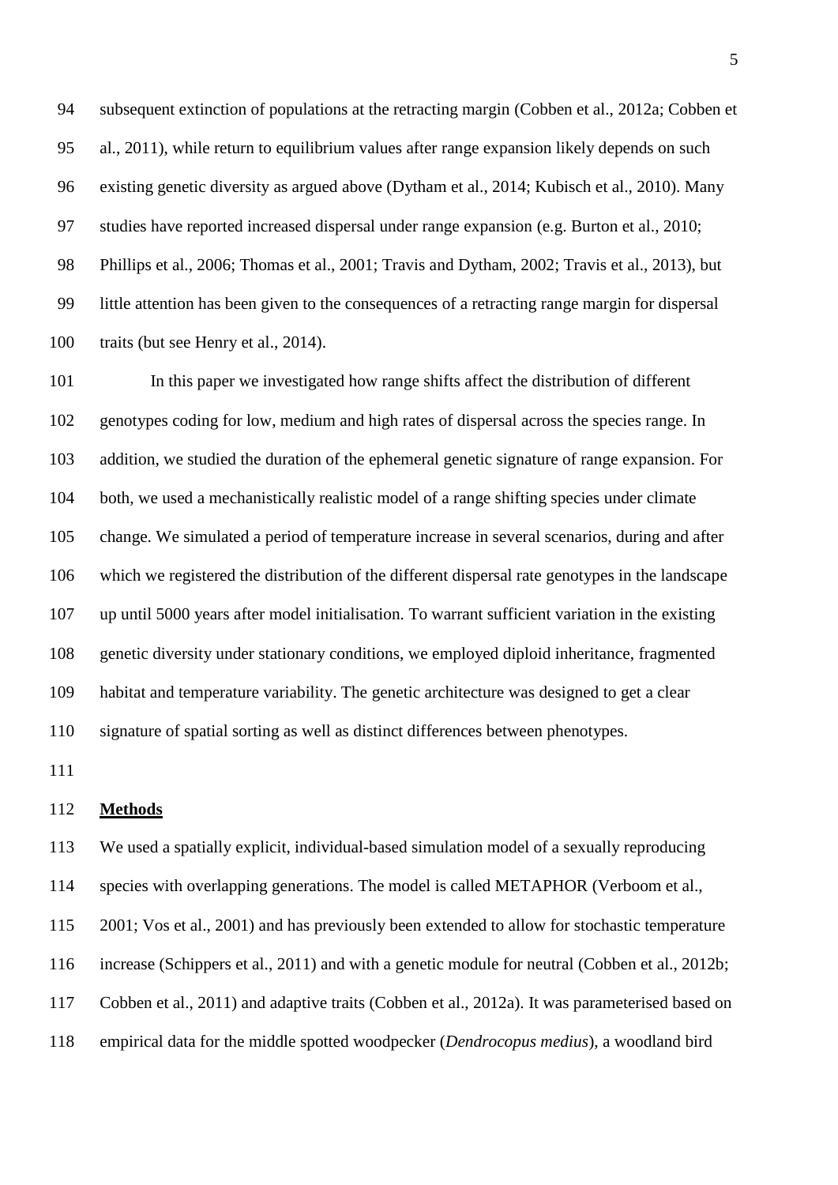subsequent extinction of populations at the retracting margin (Cobben et al., 2012a; Cobben et al., 2011), while return to equilibrium values after range expansion likely depends on such existing genetic diversity as argued above (Dytham et al., 2014; Kubisch et al., 2010). Many studies have reported increased dispersal under range expansion (e.g. Burton et al., 2010; Phillips et al., 2006; Thomas et al., 2001; Travis and Dytham, 2002; Travis et al., 2013), but little attention has been given to the consequences of a retracting range margin for dispersal traits (but see Henry et al., 2014).

In this paper we investigated how range shifts affect the distribution of different genotypes coding for low, medium and high rates of dispersal across the species range. In addition, we studied the duration of the ephemeral genetic signature of range expansion. For both, we used a mechanistically realistic model of a range shifting species under climate change. We simulated a period of temperature increase in several scenarios, during and after which we registered the distribution of the different dispersal rate genotypes in the landscape up until 5000 years after model initialisation. To warrant sufficient variation in the existing genetic diversity under stationary conditions, we employed diploid inheritance, fragmented habitat and temperature variability. The genetic architecture was designed to get a clear signature of spatial sorting as well as distinct differences between phenotypes.

## Methods

We used a spatially explicit, individual-based simulation model of a sexually reproducing species with overlapping generations. The model is called METAPHOR (Verboom et al., 2001; Vos et al., 2001) and has previously been extended to allow for stochastic temperature increase (Schippers et al., 2011) and with a genetic module for neutral (Cobben et al., 2012b; Cobben et al., 2011) and adaptive traits (Cobben et al., 2012a). It was parameterised based on empirical data for the middle spotted woodpecker (*Dendrocopus medius*), a woodland bird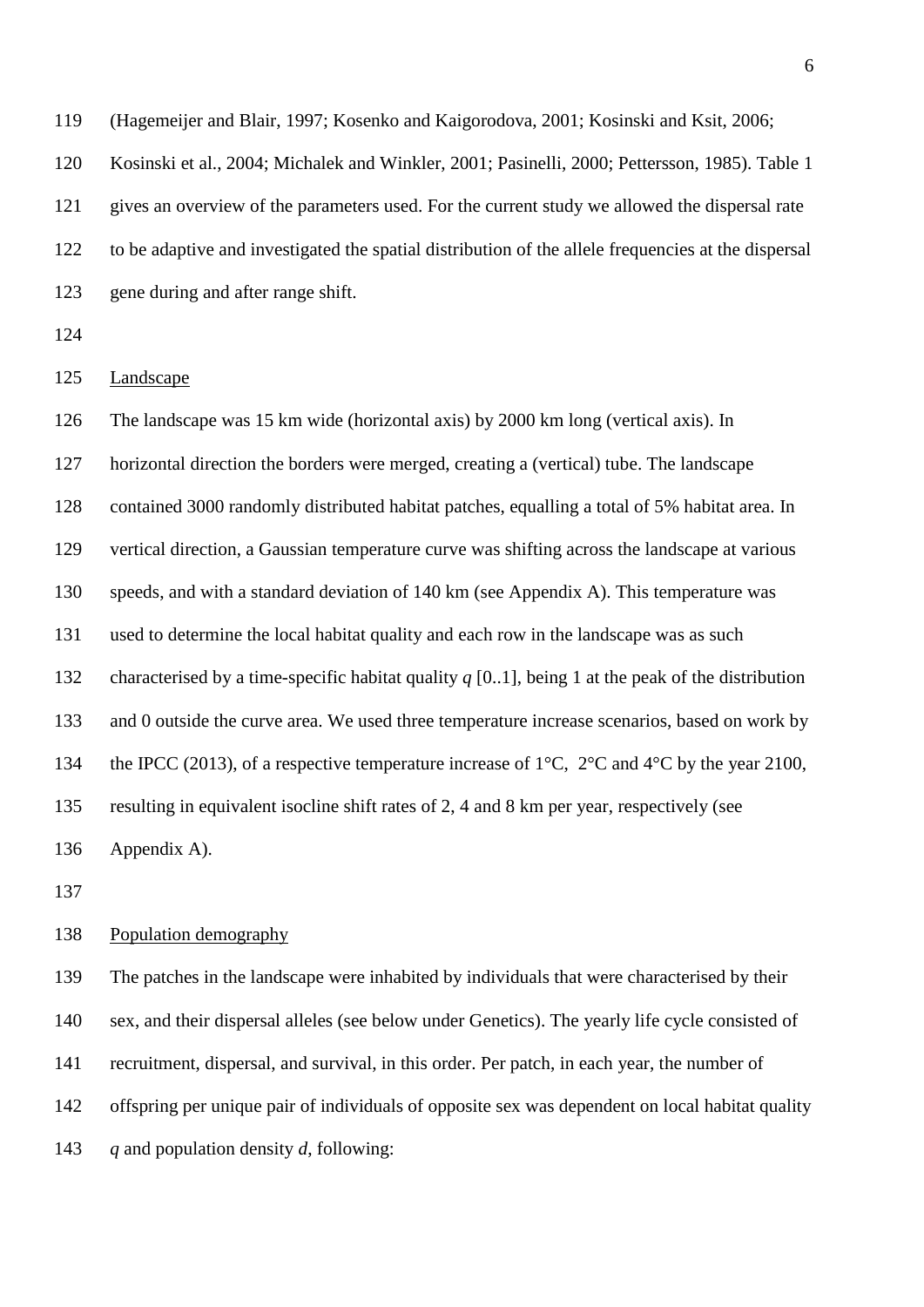(Hagemeijer and Blair, 1997; Kosenko and Kaigorodova, 2001; Kosinski and Ksit, 2006; Kosinski et al., 2004; Michalek and Winkler, 2001; Pasinelli, 2000; Pettersson, 1985). Table 1 gives an overview of the parameters used. For the current study we allowed the dispersal rate to be adaptive and investigated the spatial distribution of the allele frequencies at the dispersal gene during and after range shift.

Landscape

The landscape was 15 km wide (horizontal axis) by 2000 km long (vertical axis). In horizontal direction the borders were merged, creating a (vertical) tube. The landscape contained 3000 randomly distributed habitat patches, equalling a total of 5% habitat area. In vertical direction, a Gaussian temperature curve was shifting across the landscape at various speeds, and with a standard deviation of 140 km (see Appendix A). This temperature was used to determine the local habitat quality and each row in the landscape was as such characterised by a time-specific habitat quality $q$ [0..1], being 1 at the peak of the distribution and 0 outside the curve area. We used three temperature increase scenarios, based on work by the IPCC (2013), of a respective temperature increase of 1°C, 2°C and 4°C by the year 2100, resulting in equivalent isocline shift rates of 2, 4 and 8 km per year, respectively (see Appendix A).

Population demography

The patches in the landscape were inhabited by individuals that were characterised by their sex, and their dispersal alleles (see below under Genetics). The yearly life cycle consisted of recruitment, dispersal, and survival, in this order. Per patch, in each year, the number of offspring per unique pair of individuals of opposite sex was dependent on local habitat quality $q$ and population density $d$, following: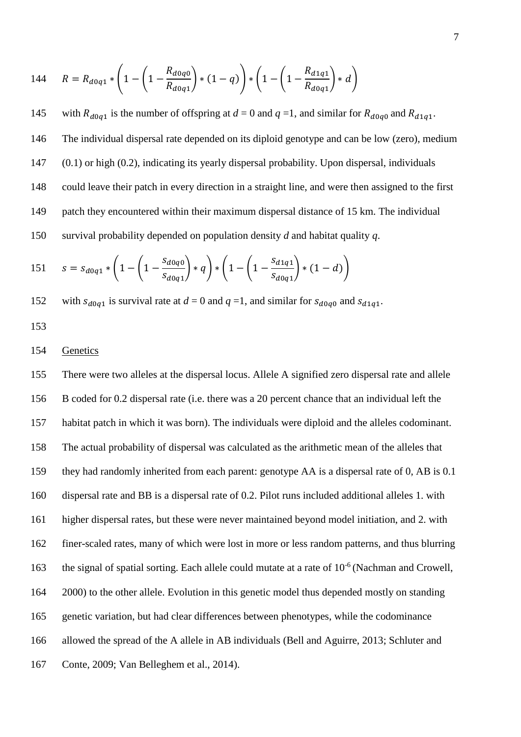$$R = R_{d0q1} * \left(1 - \left(1 - \frac{R_{d0q0}}{R_{d0q1}}\right) * (1 - q)\right) * \left(1 - \left(1 - \frac{R_{d1q1}}{R_{d0q1}}\right) * d\right)$$

with $R_{d0q1}$ is the number of offspring at $d$ = 0 and $q$ =1, and similar for $R_{d0q0}$ and $R_{d1q1}$. The individual dispersal rate depended on its diploid genotype and can be low (zero), medium (0.1) or high (0.2), indicating its yearly dispersal probability. Upon dispersal, individuals could leave their patch in every direction in a straight line, and were then assigned to the first patch they encountered within their maximum dispersal distance of 15 km. The individual survival probability depended on population density $d$ and habitat quality $q$.

$$s = s_{d0q1} * \left(1 - \left(1 - \frac{s_{d0q0}}{s_{d0q1}}\right) * q\right) * \left(1 - \left(1 - \frac{s_{d1q1}}{s_{d0q1}}\right) * (1 - d)\right)$$

with $s_{d0q1}$ is survival rate at $d$ = 0 and $q$ =1, and similar for $s_{d0q0}$ and $s_{d1q1}$.

## Genetics

There were two alleles at the dispersal locus. Allele A signified zero dispersal rate and allele B coded for 0.2 dispersal rate (i.e. there was a 20 percent chance that an individual left the habitat patch in which it was born). The individuals were diploid and the alleles codominant. The actual probability of dispersal was calculated as the arithmetic mean of the alleles that they had randomly inherited from each parent: genotype AA is a dispersal rate of 0, AB is 0.1 dispersal rate and BB is a dispersal rate of 0.2. Pilot runs included additional alleles 1. with higher dispersal rates, but these were never maintained beyond model initiation, and 2. with finer-scaled rates, many of which were lost in more or less random patterns, and thus blurring the signal of spatial sorting. Each allele could mutate at a rate of $10^{-6}$ (Nachman and Crowell, 2000) to the other allele. Evolution in this genetic model thus depended mostly on standing genetic variation, but had clear differences between phenotypes, while the codominance allowed the spread of the A allele in AB individuals (Bell and Aguirre, 2013; Schluter and Conte, 2009; Van Belleghem et al., 2014).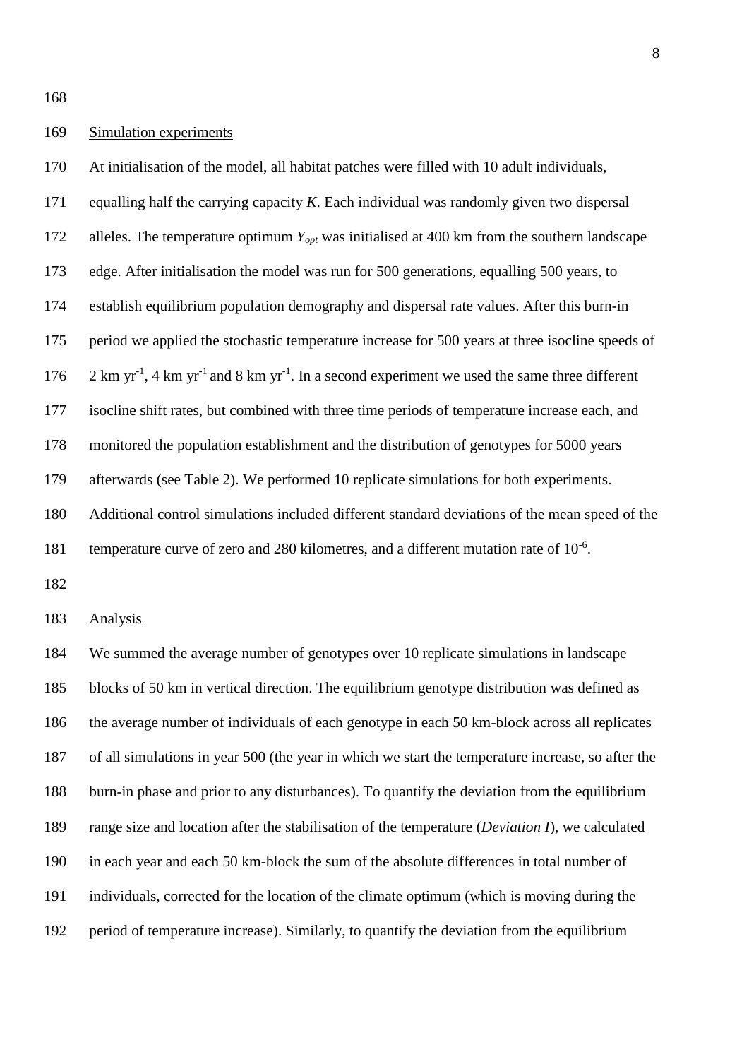## Simulation experiments

At initialisation of the model, all habitat patches were filled with 10 adult individuals, equalling half the carrying capacity *K*. Each individual was randomly given two dispersal alleles. The temperature optimum $Y_{opt}$ was initialised at 400 km from the southern landscape edge. After initialisation the model was run for 500 generations, equalling 500 years, to establish equilibrium population demography and dispersal rate values. After this burn-in period we applied the stochastic temperature increase for 500 years at three isocline speeds of 2 km $yr^{-1}$, 4 km $yr^{-1}$ and 8 km $yr^{-1}$. In a second experiment we used the same three different isocline shift rates, but combined with three time periods of temperature increase each, and monitored the population establishment and the distribution of genotypes for 5000 years afterwards (see Table 2). We performed 10 replicate simulations for both experiments. Additional control simulations included different standard deviations of the mean speed of the temperature curve of zero and 280 kilometres, and a different mutation rate of $10^{-6}$.

## Analysis

We summed the average number of genotypes over 10 replicate simulations in landscape blocks of 50 km in vertical direction. The equilibrium genotype distribution was defined as the average number of individuals of each genotype in each 50 km-block across all replicates of all simulations in year 500 (the year in which we start the temperature increase, so after the burn-in phase and prior to any disturbances). To quantify the deviation from the equilibrium range size and location after the stabilisation of the temperature (*Deviation I*), we calculated in each year and each 50 km-block the sum of the absolute differences in total number of individuals, corrected for the location of the climate optimum (which is moving during the period of temperature increase). Similarly, to quantify the deviation from the equilibrium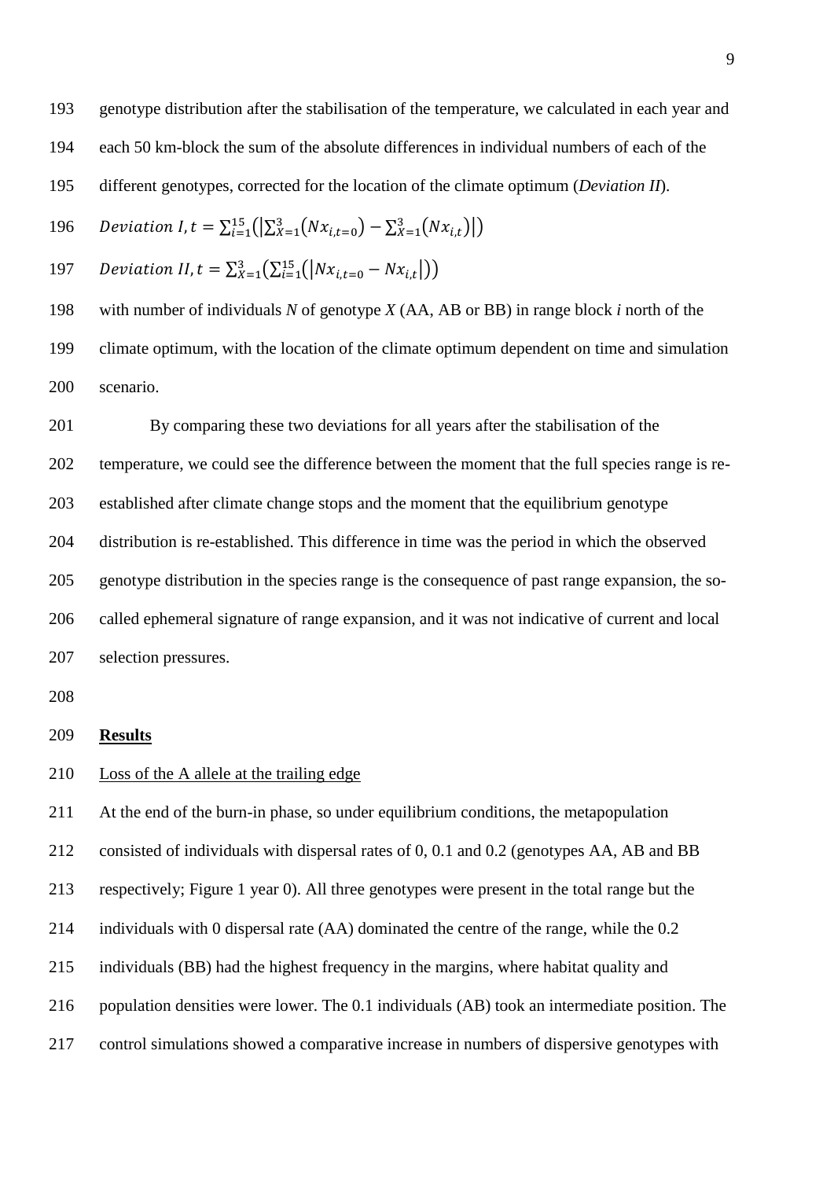genotype distribution after the stabilisation of the temperature, we calculated in each year and each 50 km-block the sum of the absolute differences in individual numbers of each of the different genotypes, corrected for the location of the climate optimum (*Deviation II*).

$$Deviation\ I, t = \sum_{i=1}^{15}\left(\left|\sum_{X=1}^{3}\left(Nx_{i,t=0}\right) - \sum_{X=1}^{3}\left(Nx_{i,t}\right)\right|\right)$$

$$Deviation\ II, t = \sum_{X=1}^{3}\left(\sum_{i=1}^{15}\left(\left|Nx_{i,t=0} - Nx_{i,t}\right|\right)\right)$$

with number of individuals $N$ of genotype $X$ (AA, AB or BB) in range block $i$ north of the climate optimum, with the location of the climate optimum dependent on time and simulation scenario.

By comparing these two deviations for all years after the stabilisation of the temperature, we could see the difference between the moment that the full species range is re-established after climate change stops and the moment that the equilibrium genotype distribution is re-established. This difference in time was the period in which the observed genotype distribution in the species range is the consequence of past range expansion, the so-called ephemeral signature of range expansion, and it was not indicative of current and local selection pressures.

## **Results**

### Loss of the A allele at the trailing edge

At the end of the burn-in phase, so under equilibrium conditions, the metapopulation consisted of individuals with dispersal rates of 0, 0.1 and 0.2 (genotypes AA, AB and BB respectively; Figure 1 year 0). All three genotypes were present in the total range but the individuals with 0 dispersal rate (AA) dominated the centre of the range, while the 0.2 individuals (BB) had the highest frequency in the margins, where habitat quality and population densities were lower. The 0.1 individuals (AB) took an intermediate position. The control simulations showed a comparative increase in numbers of dispersive genotypes with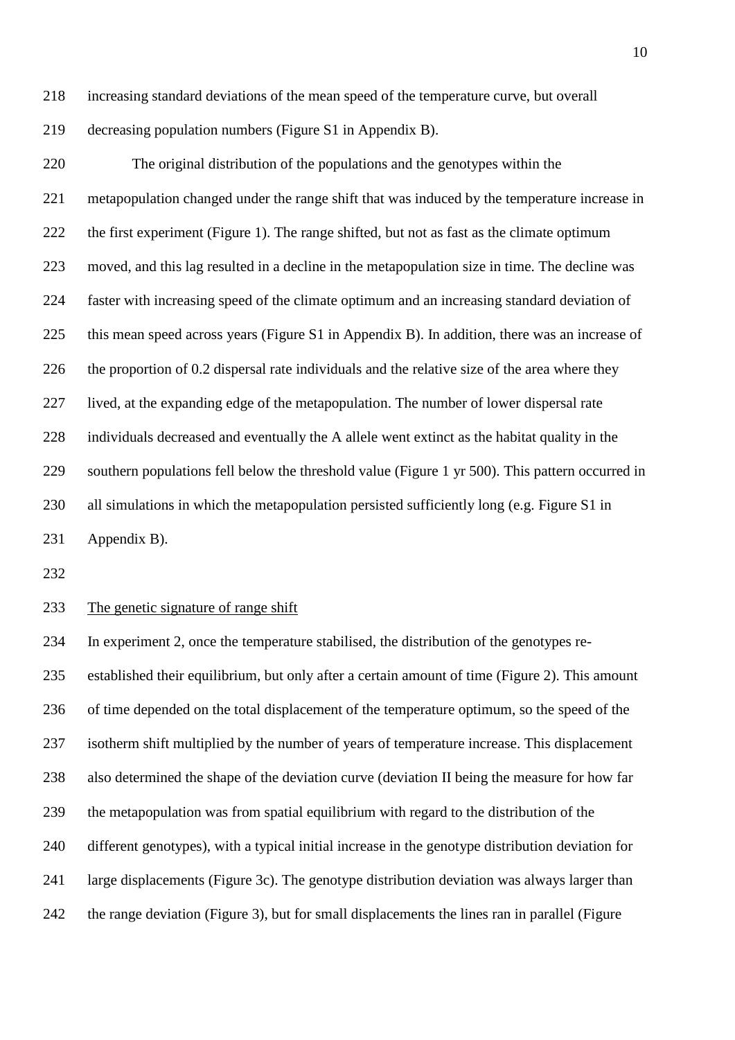increasing standard deviations of the mean speed of the temperature curve, but overall decreasing population numbers (Figure S1 in Appendix B).

The original distribution of the populations and the genotypes within the metapopulation changed under the range shift that was induced by the temperature increase in the first experiment (Figure 1). The range shifted, but not as fast as the climate optimum moved, and this lag resulted in a decline in the metapopulation size in time. The decline was faster with increasing speed of the climate optimum and an increasing standard deviation of this mean speed across years (Figure S1 in Appendix B). In addition, there was an increase of the proportion of 0.2 dispersal rate individuals and the relative size of the area where they lived, at the expanding edge of the metapopulation. The number of lower dispersal rate individuals decreased and eventually the A allele went extinct as the habitat quality in the southern populations fell below the threshold value (Figure 1 yr 500). This pattern occurred in all simulations in which the metapopulation persisted sufficiently long (e.g. Figure S1 in Appendix B).

### The genetic signature of range shift

In experiment 2, once the temperature stabilised, the distribution of the genotypes re-established their equilibrium, but only after a certain amount of time (Figure 2). This amount of time depended on the total displacement of the temperature optimum, so the speed of the isotherm shift multiplied by the number of years of temperature increase. This displacement also determined the shape of the deviation curve (deviation II being the measure for how far the metapopulation was from spatial equilibrium with regard to the distribution of the different genotypes), with a typical initial increase in the genotype distribution deviation for large displacements (Figure 3c). The genotype distribution deviation was always larger than the range deviation (Figure 3), but for small displacements the lines ran in parallel (Figure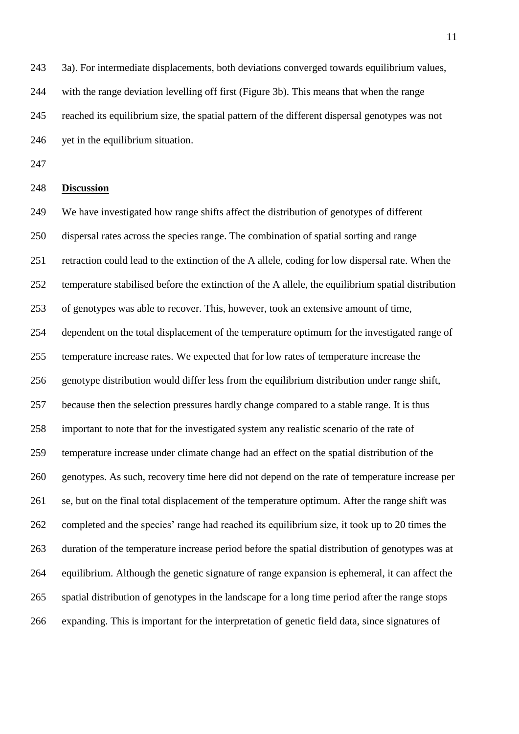3a). For intermediate displacements, both deviations converged towards equilibrium values, with the range deviation levelling off first (Figure 3b). This means that when the range reached its equilibrium size, the spatial pattern of the different dispersal genotypes was not yet in the equilibrium situation.

## Discussion

We have investigated how range shifts affect the distribution of genotypes of different dispersal rates across the species range. The combination of spatial sorting and range retraction could lead to the extinction of the A allele, coding for low dispersal rate. When the temperature stabilised before the extinction of the A allele, the equilibrium spatial distribution of genotypes was able to recover. This, however, took an extensive amount of time, dependent on the total displacement of the temperature optimum for the investigated range of temperature increase rates. We expected that for low rates of temperature increase the genotype distribution would differ less from the equilibrium distribution under range shift, because then the selection pressures hardly change compared to a stable range. It is thus important to note that for the investigated system any realistic scenario of the rate of temperature increase under climate change had an effect on the spatial distribution of the genotypes. As such, recovery time here did not depend on the rate of temperature increase per se, but on the final total displacement of the temperature optimum. After the range shift was completed and the species' range had reached its equilibrium size, it took up to 20 times the duration of the temperature increase period before the spatial distribution of genotypes was at equilibrium. Although the genetic signature of range expansion is ephemeral, it can affect the spatial distribution of genotypes in the landscape for a long time period after the range stops expanding. This is important for the interpretation of genetic field data, since signatures of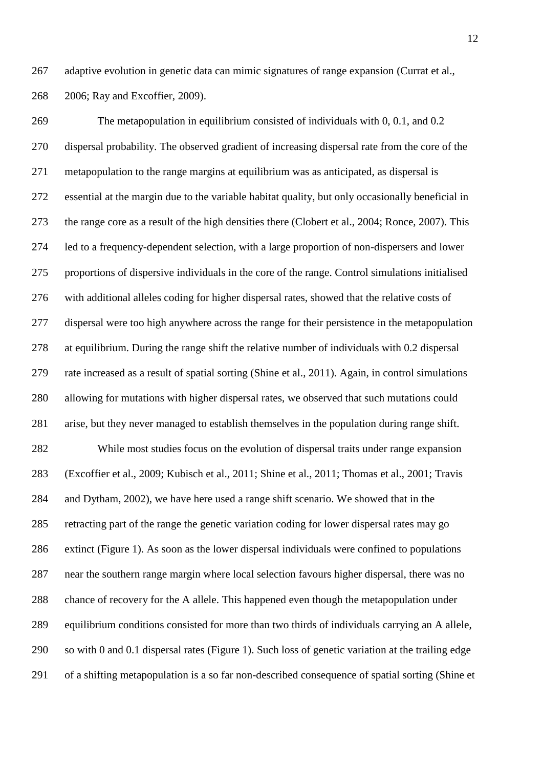adaptive evolution in genetic data can mimic signatures of range expansion (Currat et al., 2006; Ray and Excoffier, 2009).

The metapopulation in equilibrium consisted of individuals with 0, 0.1, and 0.2 dispersal probability. The observed gradient of increasing dispersal rate from the core of the metapopulation to the range margins at equilibrium was as anticipated, as dispersal is essential at the margin due to the variable habitat quality, but only occasionally beneficial in the range core as a result of the high densities there (Clobert et al., 2004; Ronce, 2007). This led to a frequency-dependent selection, with a large proportion of non-dispersers and lower proportions of dispersive individuals in the core of the range. Control simulations initialised with additional alleles coding for higher dispersal rates, showed that the relative costs of dispersal were too high anywhere across the range for their persistence in the metapopulation at equilibrium. During the range shift the relative number of individuals with 0.2 dispersal rate increased as a result of spatial sorting (Shine et al., 2011). Again, in control simulations allowing for mutations with higher dispersal rates, we observed that such mutations could arise, but they never managed to establish themselves in the population during range shift.

While most studies focus on the evolution of dispersal traits under range expansion (Excoffier et al., 2009; Kubisch et al., 2011; Shine et al., 2011; Thomas et al., 2001; Travis and Dytham, 2002), we have here used a range shift scenario. We showed that in the retracting part of the range the genetic variation coding for lower dispersal rates may go extinct (Figure 1). As soon as the lower dispersal individuals were confined to populations near the southern range margin where local selection favours higher dispersal, there was no chance of recovery for the A allele. This happened even though the metapopulation under equilibrium conditions consisted for more than two thirds of individuals carrying an A allele, so with 0 and 0.1 dispersal rates (Figure 1). Such loss of genetic variation at the trailing edge of a shifting metapopulation is a so far non-described consequence of spatial sorting (Shine et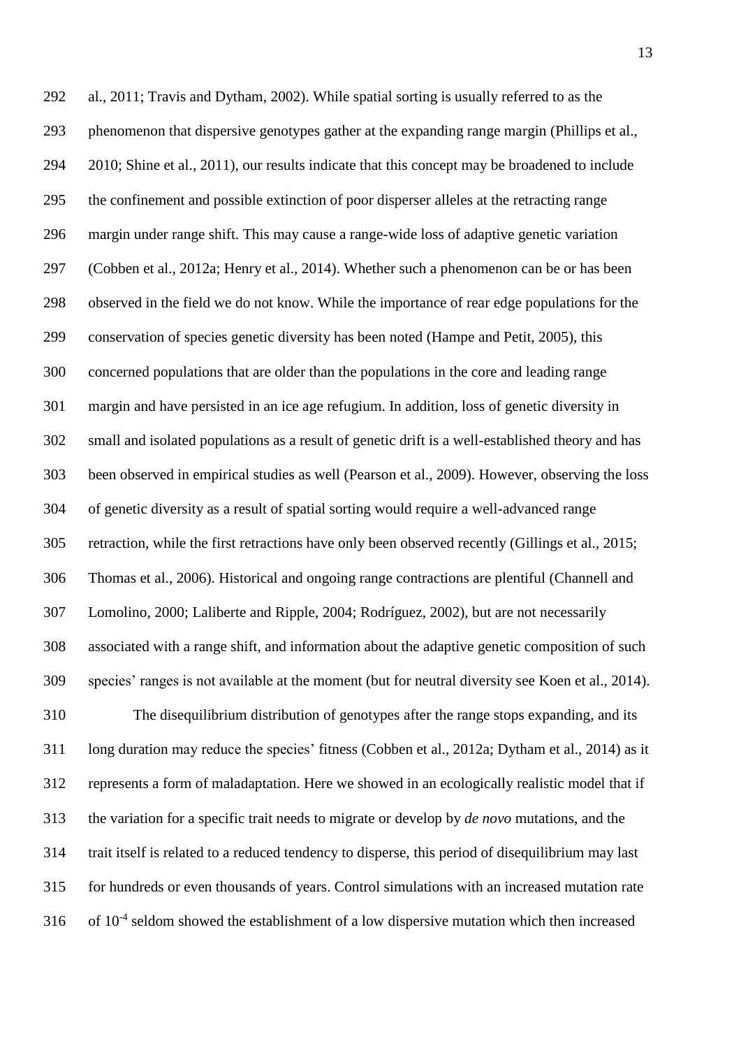al., 2011; Travis and Dytham, 2002). While spatial sorting is usually referred to as the phenomenon that dispersive genotypes gather at the expanding range margin (Phillips et al., 2010; Shine et al., 2011), our results indicate that this concept may be broadened to include the confinement and possible extinction of poor disperser alleles at the retracting range margin under range shift. This may cause a range-wide loss of adaptive genetic variation (Cobben et al., 2012a; Henry et al., 2014). Whether such a phenomenon can be or has been observed in the field we do not know. While the importance of rear edge populations for the conservation of species genetic diversity has been noted (Hampe and Petit, 2005), this concerned populations that are older than the populations in the core and leading range margin and have persisted in an ice age refugium. In addition, loss of genetic diversity in small and isolated populations as a result of genetic drift is a well-established theory and has been observed in empirical studies as well (Pearson et al., 2009). However, observing the loss of genetic diversity as a result of spatial sorting would require a well-advanced range retraction, while the first retractions have only been observed recently (Gillings et al., 2015; Thomas et al., 2006). Historical and ongoing range contractions are plentiful (Channell and Lomolino, 2000; Laliberte and Ripple, 2004; Rodríguez, 2002), but are not necessarily associated with a range shift, and information about the adaptive genetic composition of such species' ranges is not available at the moment (but for neutral diversity see Koen et al., 2014).

The disequilibrium distribution of genotypes after the range stops expanding, and its long duration may reduce the species' fitness (Cobben et al., 2012a; Dytham et al., 2014) as it represents a form of maladaptation. Here we showed in an ecologically realistic model that if the variation for a specific trait needs to migrate or develop by *de novo* mutations, and the trait itself is related to a reduced tendency to disperse, this period of disequilibrium may last for hundreds or even thousands of years. Control simulations with an increased mutation rate of $10^{-4}$ seldom showed the establishment of a low dispersive mutation which then increased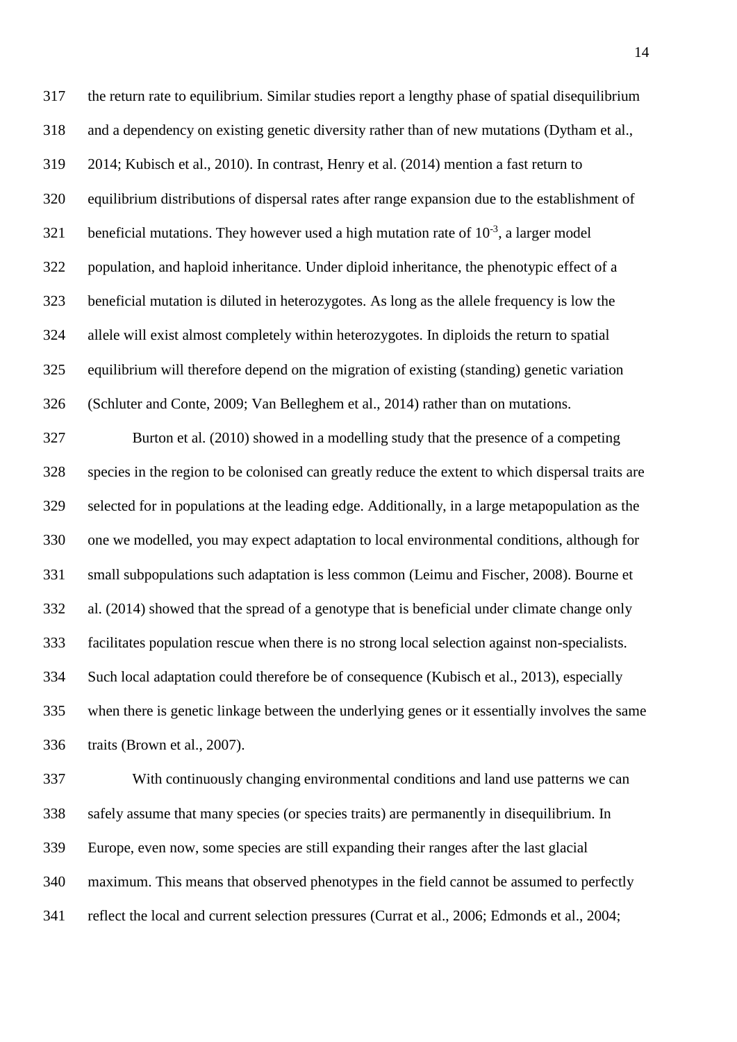the return rate to equilibrium. Similar studies report a lengthy phase of spatial disequilibrium and a dependency on existing genetic diversity rather than of new mutations (Dytham et al., 2014; Kubisch et al., 2010). In contrast, Henry et al. (2014) mention a fast return to equilibrium distributions of dispersal rates after range expansion due to the establishment of beneficial mutations. They however used a high mutation rate of $10^{-3}$, a larger model population, and haploid inheritance. Under diploid inheritance, the phenotypic effect of a beneficial mutation is diluted in heterozygotes. As long as the allele frequency is low the allele will exist almost completely within heterozygotes. In diploids the return to spatial equilibrium will therefore depend on the migration of existing (standing) genetic variation (Schluter and Conte, 2009; Van Belleghem et al., 2014) rather than on mutations.

Burton et al. (2010) showed in a modelling study that the presence of a competing species in the region to be colonised can greatly reduce the extent to which dispersal traits are selected for in populations at the leading edge. Additionally, in a large metapopulation as the one we modelled, you may expect adaptation to local environmental conditions, although for small subpopulations such adaptation is less common (Leimu and Fischer, 2008). Bourne et al. (2014) showed that the spread of a genotype that is beneficial under climate change only facilitates population rescue when there is no strong local selection against non-specialists. Such local adaptation could therefore be of consequence (Kubisch et al., 2013), especially when there is genetic linkage between the underlying genes or it essentially involves the same traits (Brown et al., 2007).

With continuously changing environmental conditions and land use patterns we can safely assume that many species (or species traits) are permanently in disequilibrium. In Europe, even now, some species are still expanding their ranges after the last glacial maximum. This means that observed phenotypes in the field cannot be assumed to perfectly reflect the local and current selection pressures (Currat et al., 2006; Edmonds et al., 2004;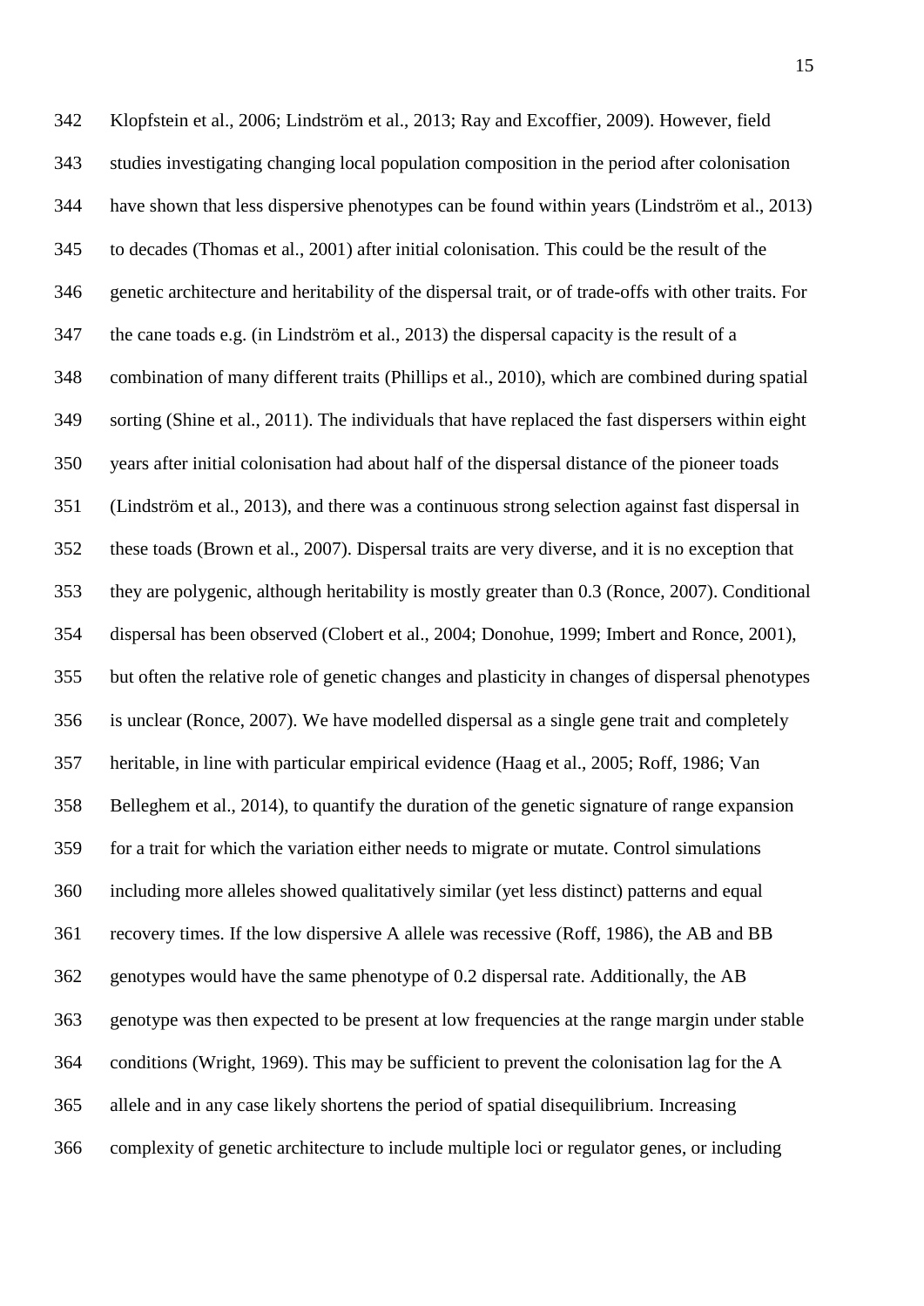Klopfstein et al., 2006; Lindström et al., 2013; Ray and Excoffier, 2009). However, field studies investigating changing local population composition in the period after colonisation have shown that less dispersive phenotypes can be found within years (Lindström et al., 2013) to decades (Thomas et al., 2001) after initial colonisation. This could be the result of the genetic architecture and heritability of the dispersal trait, or of trade-offs with other traits. For the cane toads e.g. (in Lindström et al., 2013) the dispersal capacity is the result of a combination of many different traits (Phillips et al., 2010), which are combined during spatial sorting (Shine et al., 2011). The individuals that have replaced the fast dispersers within eight years after initial colonisation had about half of the dispersal distance of the pioneer toads (Lindström et al., 2013), and there was a continuous strong selection against fast dispersal in these toads (Brown et al., 2007). Dispersal traits are very diverse, and it is no exception that they are polygenic, although heritability is mostly greater than 0.3 (Ronce, 2007). Conditional dispersal has been observed (Clobert et al., 2004; Donohue, 1999; Imbert and Ronce, 2001), but often the relative role of genetic changes and plasticity in changes of dispersal phenotypes is unclear (Ronce, 2007). We have modelled dispersal as a single gene trait and completely heritable, in line with particular empirical evidence (Haag et al., 2005; Roff, 1986; Van Belleghem et al., 2014), to quantify the duration of the genetic signature of range expansion for a trait for which the variation either needs to migrate or mutate. Control simulations including more alleles showed qualitatively similar (yet less distinct) patterns and equal recovery times. If the low dispersive A allele was recessive (Roff, 1986), the AB and BB genotypes would have the same phenotype of 0.2 dispersal rate. Additionally, the AB genotype was then expected to be present at low frequencies at the range margin under stable conditions (Wright, 1969). This may be sufficient to prevent the colonisation lag for the A allele and in any case likely shortens the period of spatial disequilibrium. Increasing complexity of genetic architecture to include multiple loci or regulator genes, or including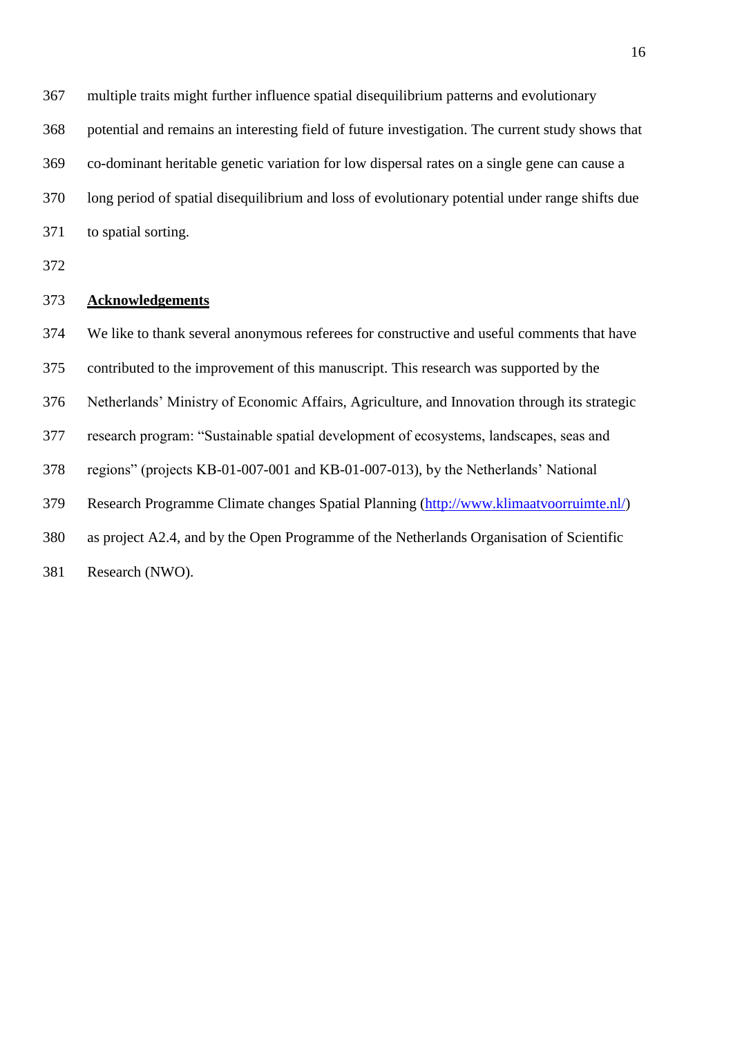multiple traits might further influence spatial disequilibrium patterns and evolutionary potential and remains an interesting field of future investigation. The current study shows that co-dominant heritable genetic variation for low dispersal rates on a single gene can cause a long period of spatial disequilibrium and loss of evolutionary potential under range shifts due to spatial sorting.

## Acknowledgements

We like to thank several anonymous referees for constructive and useful comments that have contributed to the improvement of this manuscript. This research was supported by the Netherlands' Ministry of Economic Affairs, Agriculture, and Innovation through its strategic research program: "Sustainable spatial development of ecosystems, landscapes, seas and regions" (projects KB-01-007-001 and KB-01-007-013), by the Netherlands' National Research Programme Climate changes Spatial Planning (http://www.klimaatvoorruimte.nl/) as project A2.4, and by the Open Programme of the Netherlands Organisation of Scientific Research (NWO).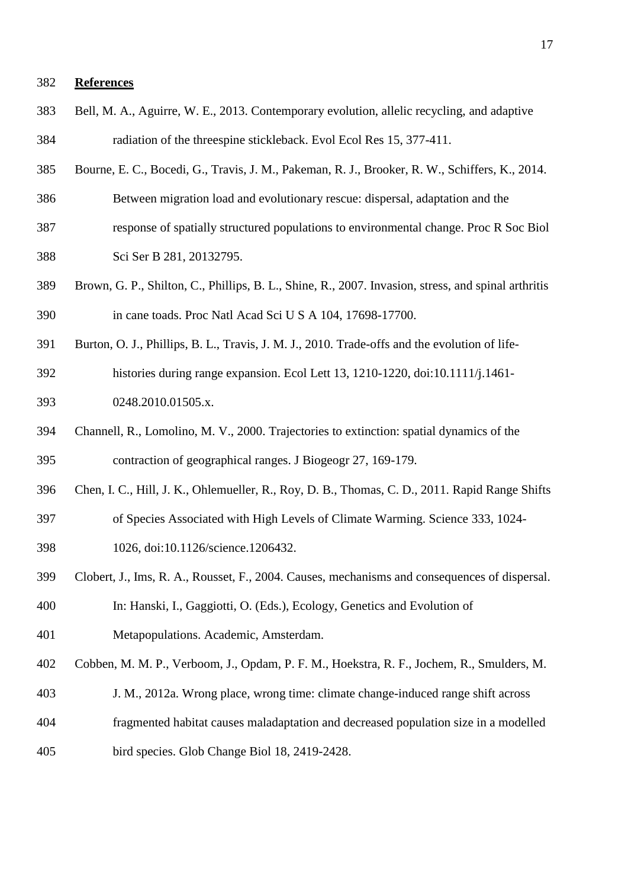## References

Bell, M. A., Aguirre, W. E., 2013. Contemporary evolution, allelic recycling, and adaptive radiation of the threespine stickleback. Evol Ecol Res 15, 377-411.

Bourne, E. C., Bocedi, G., Travis, J. M., Pakeman, R. J., Brooker, R. W., Schiffers, K., 2014. Between migration load and evolutionary rescue: dispersal, adaptation and the response of spatially structured populations to environmental change. Proc R Soc Biol Sci Ser B 281, 20132795.

Brown, G. P., Shilton, C., Phillips, B. L., Shine, R., 2007. Invasion, stress, and spinal arthritis in cane toads. Proc Natl Acad Sci U S A 104, 17698-17700.

Burton, O. J., Phillips, B. L., Travis, J. M. J., 2010. Trade-offs and the evolution of life-histories during range expansion. Ecol Lett 13, 1210-1220, doi:10.1111/j.1461-0248.2010.01505.x.

Channell, R., Lomolino, M. V., 2000. Trajectories to extinction: spatial dynamics of the contraction of geographical ranges. J Biogeogr 27, 169-179.

Chen, I. C., Hill, J. K., Ohlemueller, R., Roy, D. B., Thomas, C. D., 2011. Rapid Range Shifts of Species Associated with High Levels of Climate Warming. Science 333, 1024-1026, doi:10.1126/science.1206432.

Clobert, J., Ims, R. A., Rousset, F., 2004. Causes, mechanisms and consequences of dispersal. In: Hanski, I., Gaggiotti, O. (Eds.), Ecology, Genetics and Evolution of Metapopulations. Academic, Amsterdam.

Cobben, M. M. P., Verboom, J., Opdam, P. F. M., Hoekstra, R. F., Jochem, R., Smulders, M. J. M., 2012a. Wrong place, wrong time: climate change-induced range shift across fragmented habitat causes maladaptation and decreased population size in a modelled bird species. Glob Change Biol 18, 2419-2428.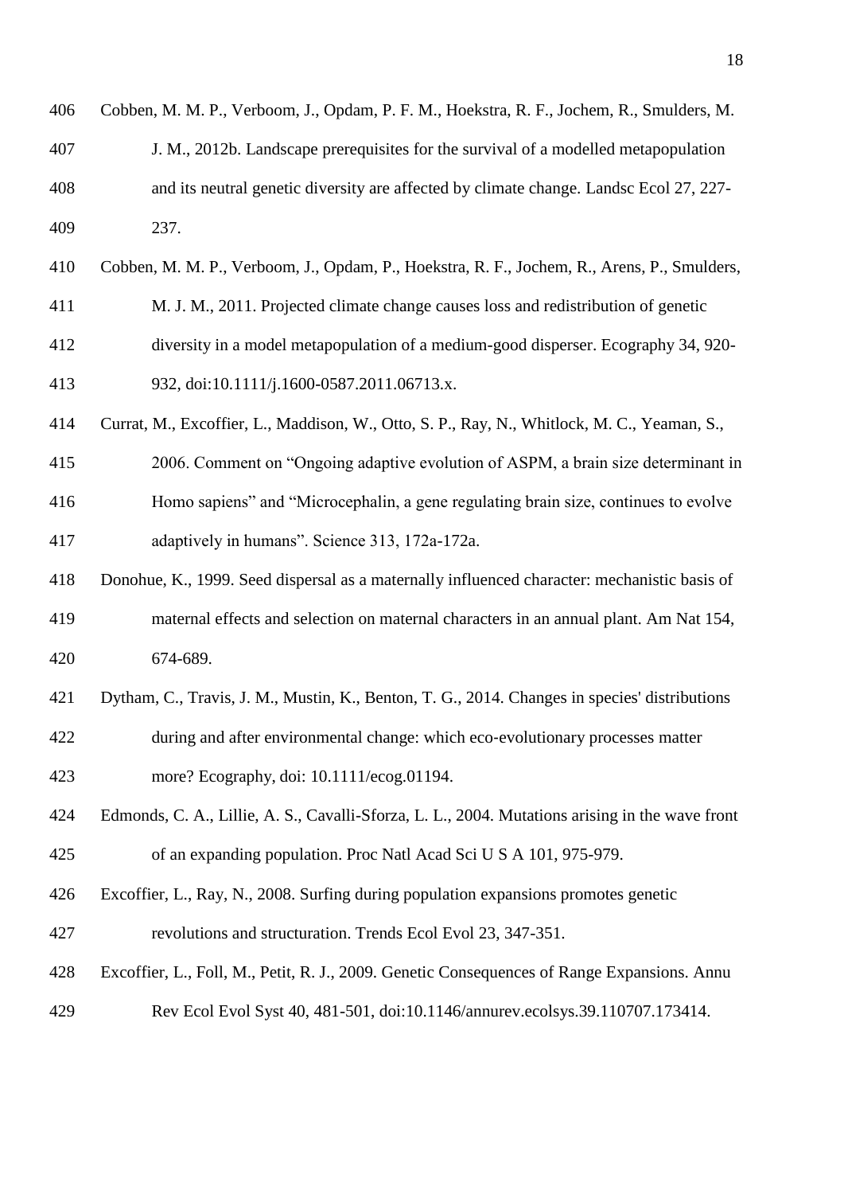406 Cobben, M. M. P., Verboom, J., Opdam, P. F. M., Hoekstra, R. F., Jochem, R., Smulders, M.
407 J. M., 2012b. Landscape prerequisites for the survival of a modelled metapopulation
408 and its neutral genetic diversity are affected by climate change. Landsc Ecol 27, 227-
409 237.

410 Cobben, M. M. P., Verboom, J., Opdam, P., Hoekstra, R. F., Jochem, R., Arens, P., Smulders,
411 M. J. M., 2011. Projected climate change causes loss and redistribution of genetic
412 diversity in a model metapopulation of a medium-good disperser. Ecography 34, 920-
413 932, doi:10.1111/j.1600-0587.2011.06713.x.

414 Currat, M., Excoffier, L., Maddison, W., Otto, S. P., Ray, N., Whitlock, M. C., Yeaman, S.,
415 2006. Comment on "Ongoing adaptive evolution of ASPM, a brain size determinant in
416 Homo sapiens" and "Microcephalin, a gene regulating brain size, continues to evolve
417 adaptively in humans". Science 313, 172a-172a.

418 Donohue, K., 1999. Seed dispersal as a maternally influenced character: mechanistic basis of
419 maternal effects and selection on maternal characters in an annual plant. Am Nat 154,
420 674-689.

421 Dytham, C., Travis, J. M., Mustin, K., Benton, T. G., 2014. Changes in species' distributions
422 during and after environmental change: which eco-evolutionary processes matter
423 more? Ecography, doi: 10.1111/ecog.01194.

424 Edmonds, C. A., Lillie, A. S., Cavalli-Sforza, L. L., 2004. Mutations arising in the wave front
425 of an expanding population. Proc Natl Acad Sci U S A 101, 975-979.

426 Excoffier, L., Ray, N., 2008. Surfing during population expansions promotes genetic
427 revolutions and structuration. Trends Ecol Evol 23, 347-351.

428 Excoffier, L., Foll, M., Petit, R. J., 2009. Genetic Consequences of Range Expansions. Annu
429 Rev Ecol Evol Syst 40, 481-501, doi:10.1146/annurev.ecolsys.39.110707.173414.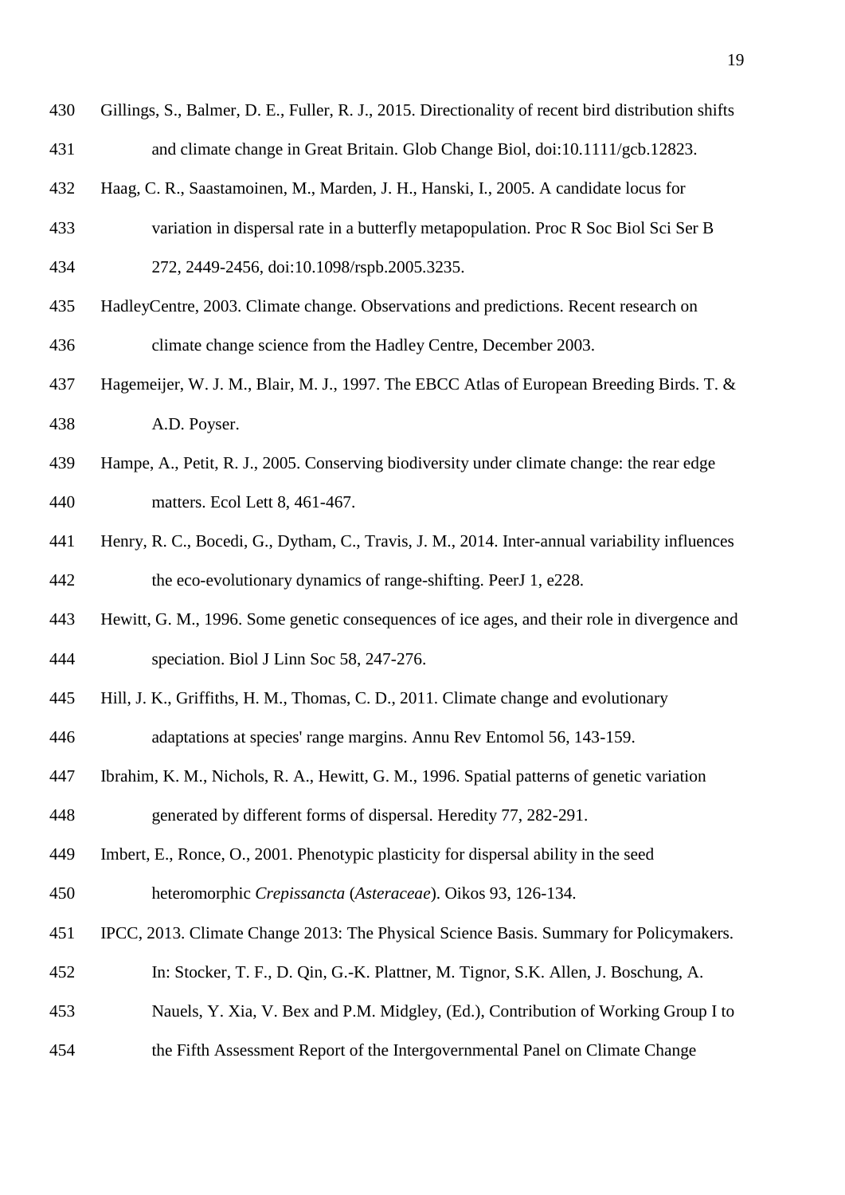Gillings, S., Balmer, D. E., Fuller, R. J., 2015. Directionality of recent bird distribution shifts and climate change in Great Britain. Glob Change Biol, doi:10.1111/gcb.12823.

Haag, C. R., Saastamoinen, M., Marden, J. H., Hanski, I., 2005. A candidate locus for variation in dispersal rate in a butterfly metapopulation. Proc R Soc Biol Sci Ser B 272, 2449-2456, doi:10.1098/rspb.2005.3235.

HadleyCentre, 2003. Climate change. Observations and predictions. Recent research on climate change science from the Hadley Centre, December 2003.

Hagemeijer, W. J. M., Blair, M. J., 1997. The EBCC Atlas of European Breeding Birds. T. & A.D. Poyser.

Hampe, A., Petit, R. J., 2005. Conserving biodiversity under climate change: the rear edge matters. Ecol Lett 8, 461-467.

Henry, R. C., Bocedi, G., Dytham, C., Travis, J. M., 2014. Inter-annual variability influences the eco-evolutionary dynamics of range-shifting. PeerJ 1, e228.

Hewitt, G. M., 1996. Some genetic consequences of ice ages, and their role in divergence and speciation. Biol J Linn Soc 58, 247-276.

Hill, J. K., Griffiths, H. M., Thomas, C. D., 2011. Climate change and evolutionary adaptations at species' range margins. Annu Rev Entomol 56, 143-159.

Ibrahim, K. M., Nichols, R. A., Hewitt, G. M., 1996. Spatial patterns of genetic variation generated by different forms of dispersal. Heredity 77, 282-291.

Imbert, E., Ronce, O., 2001. Phenotypic plasticity for dispersal ability in the seed heteromorphic *Crepissancta* (*Asteraceae*). Oikos 93, 126-134.

IPCC, 2013. Climate Change 2013: The Physical Science Basis. Summary for Policymakers. In: Stocker, T. F., D. Qin, G.-K. Plattner, M. Tignor, S.K. Allen, J. Boschung, A. Nauels, Y. Xia, V. Bex and P.M. Midgley, (Ed.), Contribution of Working Group I to the Fifth Assessment Report of the Intergovernmental Panel on Climate Change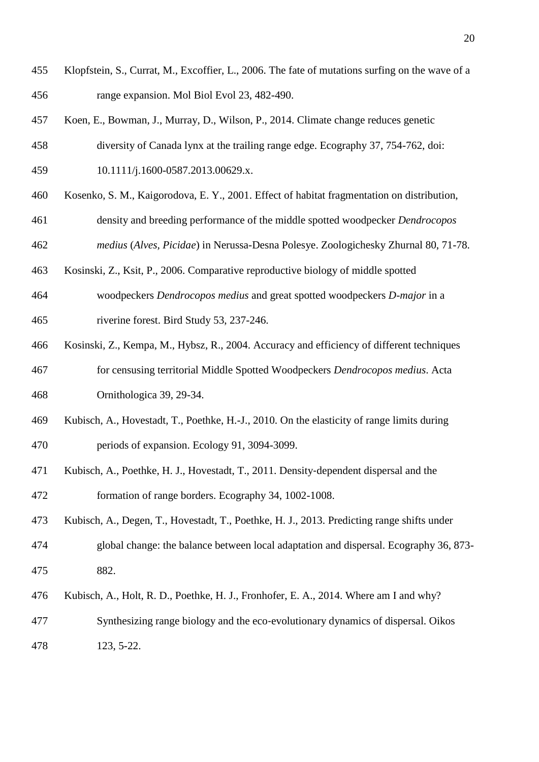Klopfstein, S., Currat, M., Excoffier, L., 2006. The fate of mutations surfing on the wave of a range expansion. Mol Biol Evol 23, 482-490.

Koen, E., Bowman, J., Murray, D., Wilson, P., 2014. Climate change reduces genetic diversity of Canada lynx at the trailing range edge. Ecography 37, 754-762, doi: 10.1111/j.1600-0587.2013.00629.x.

Kosenko, S. M., Kaigorodova, E. Y., 2001. Effect of habitat fragmentation on distribution, density and breeding performance of the middle spotted woodpecker *Dendrocopos medius* (*Alves, Picidae*) in Nerussa-Desna Polesye. Zoologichesky Zhurnal 80, 71-78.

Kosinski, Z., Ksit, P., 2006. Comparative reproductive biology of middle spotted woodpeckers *Dendrocopos medius* and great spotted woodpeckers *D-major* in a riverine forest. Bird Study 53, 237-246.

Kosinski, Z., Kempa, M., Hybsz, R., 2004. Accuracy and efficiency of different techniques for censusing territorial Middle Spotted Woodpeckers *Dendrocopos medius*. Acta Ornithologica 39, 29-34.

Kubisch, A., Hovestadt, T., Poethke, H.-J., 2010. On the elasticity of range limits during periods of expansion. Ecology 91, 3094-3099.

Kubisch, A., Poethke, H. J., Hovestadt, T., 2011. Density-dependent dispersal and the formation of range borders. Ecography 34, 1002-1008.

Kubisch, A., Degen, T., Hovestadt, T., Poethke, H. J., 2013. Predicting range shifts under global change: the balance between local adaptation and dispersal. Ecography 36, 873-882.

Kubisch, A., Holt, R. D., Poethke, H. J., Fronhofer, E. A., 2014. Where am I and why? Synthesizing range biology and the eco-evolutionary dynamics of dispersal. Oikos 123, 5-22.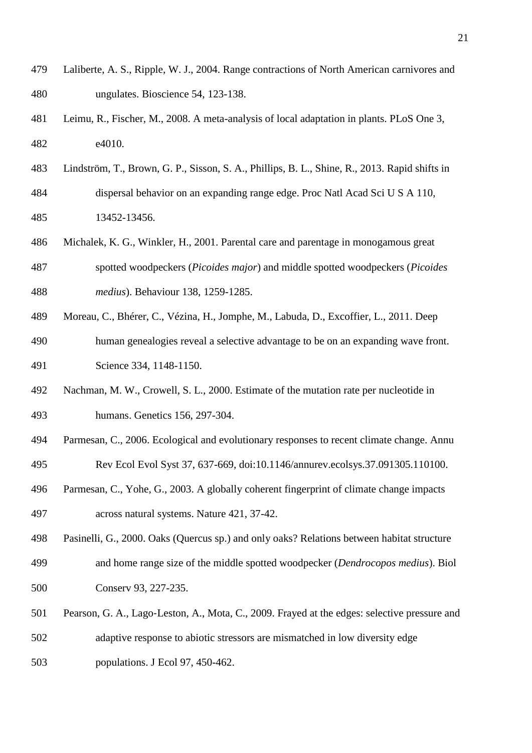Laliberte, A. S., Ripple, W. J., 2004. Range contractions of North American carnivores and ungulates. Bioscience 54, 123-138.

Leimu, R., Fischer, M., 2008. A meta-analysis of local adaptation in plants. PLoS One 3, e4010.

Lindström, T., Brown, G. P., Sisson, S. A., Phillips, B. L., Shine, R., 2013. Rapid shifts in dispersal behavior on an expanding range edge. Proc Natl Acad Sci U S A 110, 13452-13456.

Michalek, K. G., Winkler, H., 2001. Parental care and parentage in monogamous great spotted woodpeckers (*Picoides major*) and middle spotted woodpeckers (*Picoides medius*). Behaviour 138, 1259-1285.

Moreau, C., Bhérer, C., Vézina, H., Jomphe, M., Labuda, D., Excoffier, L., 2011. Deep human genealogies reveal a selective advantage to be on an expanding wave front. Science 334, 1148-1150.

Nachman, M. W., Crowell, S. L., 2000. Estimate of the mutation rate per nucleotide in humans. Genetics 156, 297-304.

Parmesan, C., 2006. Ecological and evolutionary responses to recent climate change. Annu Rev Ecol Evol Syst 37, 637-669, doi:10.1146/annurev.ecolsys.37.091305.110100.

Parmesan, C., Yohe, G., 2003. A globally coherent fingerprint of climate change impacts across natural systems. Nature 421, 37-42.

Pasinelli, G., 2000. Oaks (Quercus sp.) and only oaks? Relations between habitat structure and home range size of the middle spotted woodpecker (*Dendrocopos medius*). Biol Conserv 93, 227-235.

Pearson, G. A., Lago-Leston, A., Mota, C., 2009. Frayed at the edges: selective pressure and adaptive response to abiotic stressors are mismatched in low diversity edge populations. J Ecol 97, 450-462.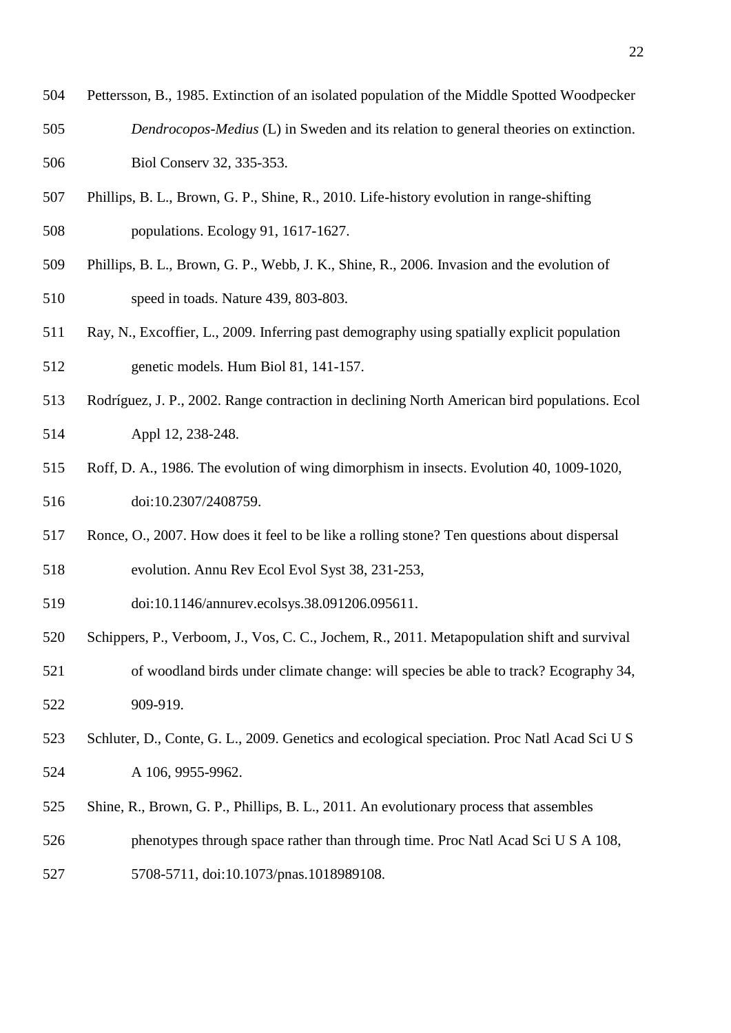Pettersson, B., 1985. Extinction of an isolated population of the Middle Spotted Woodpecker *Dendrocopos-Medius* (L) in Sweden and its relation to general theories on extinction. Biol Conserv 32, 335-353.

Phillips, B. L., Brown, G. P., Shine, R., 2010. Life-history evolution in range-shifting populations. Ecology 91, 1617-1627.

Phillips, B. L., Brown, G. P., Webb, J. K., Shine, R., 2006. Invasion and the evolution of speed in toads. Nature 439, 803-803.

Ray, N., Excoffier, L., 2009. Inferring past demography using spatially explicit population genetic models. Hum Biol 81, 141-157.

Rodríguez, J. P., 2002. Range contraction in declining North American bird populations. Ecol Appl 12, 238-248.

Roff, D. A., 1986. The evolution of wing dimorphism in insects. Evolution 40, 1009-1020, doi:10.2307/2408759.

Ronce, O., 2007. How does it feel to be like a rolling stone? Ten questions about dispersal evolution. Annu Rev Ecol Evol Syst 38, 231-253, doi:10.1146/annurev.ecolsys.38.091206.095611.

Schippers, P., Verboom, J., Vos, C. C., Jochem, R., 2011. Metapopulation shift and survival of woodland birds under climate change: will species be able to track? Ecography 34, 909-919.

Schluter, D., Conte, G. L., 2009. Genetics and ecological speciation. Proc Natl Acad Sci U S A 106, 9955-9962.

Shine, R., Brown, G. P., Phillips, B. L., 2011. An evolutionary process that assembles phenotypes through space rather than through time. Proc Natl Acad Sci U S A 108, 5708-5711, doi:10.1073/pnas.1018989108.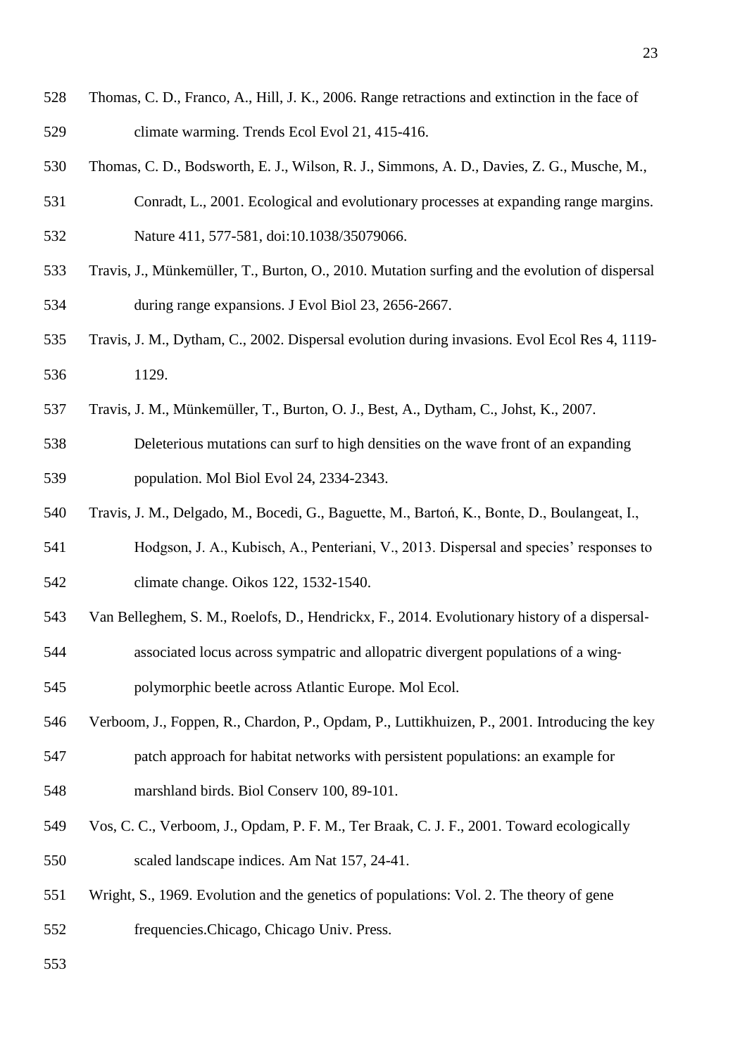Thomas, C. D., Franco, A., Hill, J. K., 2006. Range retractions and extinction in the face of climate warming. Trends Ecol Evol 21, 415-416.

Thomas, C. D., Bodsworth, E. J., Wilson, R. J., Simmons, A. D., Davies, Z. G., Musche, M., Conradt, L., 2001. Ecological and evolutionary processes at expanding range margins. Nature 411, 577-581, doi:10.1038/35079066.

Travis, J., Münkemüller, T., Burton, O., 2010. Mutation surfing and the evolution of dispersal during range expansions. J Evol Biol 23, 2656-2667.

Travis, J. M., Dytham, C., 2002. Dispersal evolution during invasions. Evol Ecol Res 4, 1119-1129.

Travis, J. M., Münkemüller, T., Burton, O. J., Best, A., Dytham, C., Johst, K., 2007. Deleterious mutations can surf to high densities on the wave front of an expanding population. Mol Biol Evol 24, 2334-2343.

Travis, J. M., Delgado, M., Bocedi, G., Baguette, M., Bartoń, K., Bonte, D., Boulangeat, I., Hodgson, J. A., Kubisch, A., Penteriani, V., 2013. Dispersal and species' responses to climate change. Oikos 122, 1532-1540.

Van Belleghem, S. M., Roelofs, D., Hendrickx, F., 2014. Evolutionary history of a dispersal-associated locus across sympatric and allopatric divergent populations of a wing-polymorphic beetle across Atlantic Europe. Mol Ecol.

Verboom, J., Foppen, R., Chardon, P., Opdam, P., Luttikhuizen, P., 2001. Introducing the key patch approach for habitat networks with persistent populations: an example for marshland birds. Biol Conserv 100, 89-101.

Vos, C. C., Verboom, J., Opdam, P. F. M., Ter Braak, C. J. F., 2001. Toward ecologically scaled landscape indices. Am Nat 157, 24-41.

Wright, S., 1969. Evolution and the genetics of populations: Vol. 2. The theory of gene frequencies.Chicago, Chicago Univ. Press.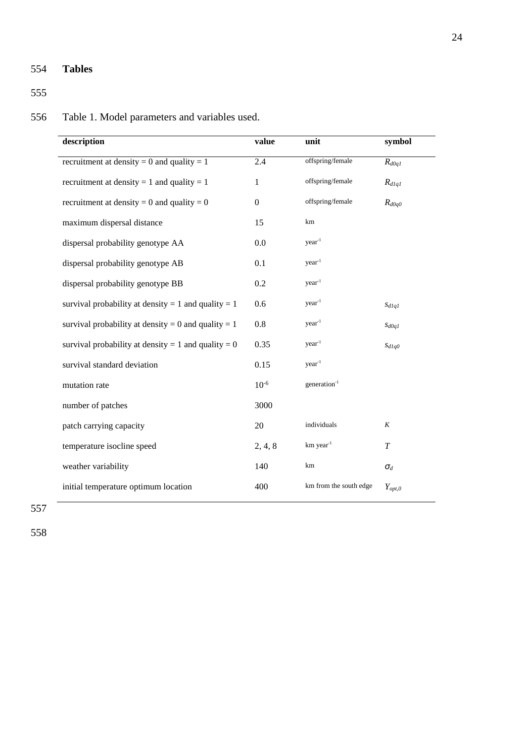## Tables

Table 1. Model parameters and variables used.

| description | value | unit | symbol |
|---|---|---|---|
| recruitment at density = 0 and quality = 1 | 2.4 | offspring/female | $R_{d0q1}$ |
| recruitment at density = 1 and quality = 1 | 1 | offspring/female | $R_{d1q1}$ |
| recruitment at density = 0 and quality = 0 | 0 | offspring/female | $R_{d0q0}$ |
| maximum dispersal distance | 15 | km | |
| dispersal probability genotype AA | 0.0 | year$^{-1}$ | |
| dispersal probability genotype AB | 0.1 | year$^{-1}$ | |
| dispersal probability genotype BB | 0.2 | year$^{-1}$ | |
| survival probability at density = 1 and quality = 1 | 0.6 | year$^{-1}$ | $s_{d1q1}$ |
| survival probability at density = 0 and quality = 1 | 0.8 | year$^{-1}$ | $s_{d0q1}$ |
| survival probability at density = 1 and quality = 0 | 0.35 | year$^{-1}$ | $s_{d1q0}$ |
| survival standard deviation | 0.15 | year$^{-1}$ | |
| mutation rate | $10^{-6}$ | generation$^{-1}$ | |
| number of patches | 3000 | | |
| patch carrying capacity | 20 | individuals | $K$ |
| temperature isocline speed | 2, 4, 8 | km year$^{-1}$ | $T$ |
| weather variability | 140 | km | $\sigma_d$ |
| initial temperature optimum location | 400 | km from the south edge | $Y_{opt,0}$ |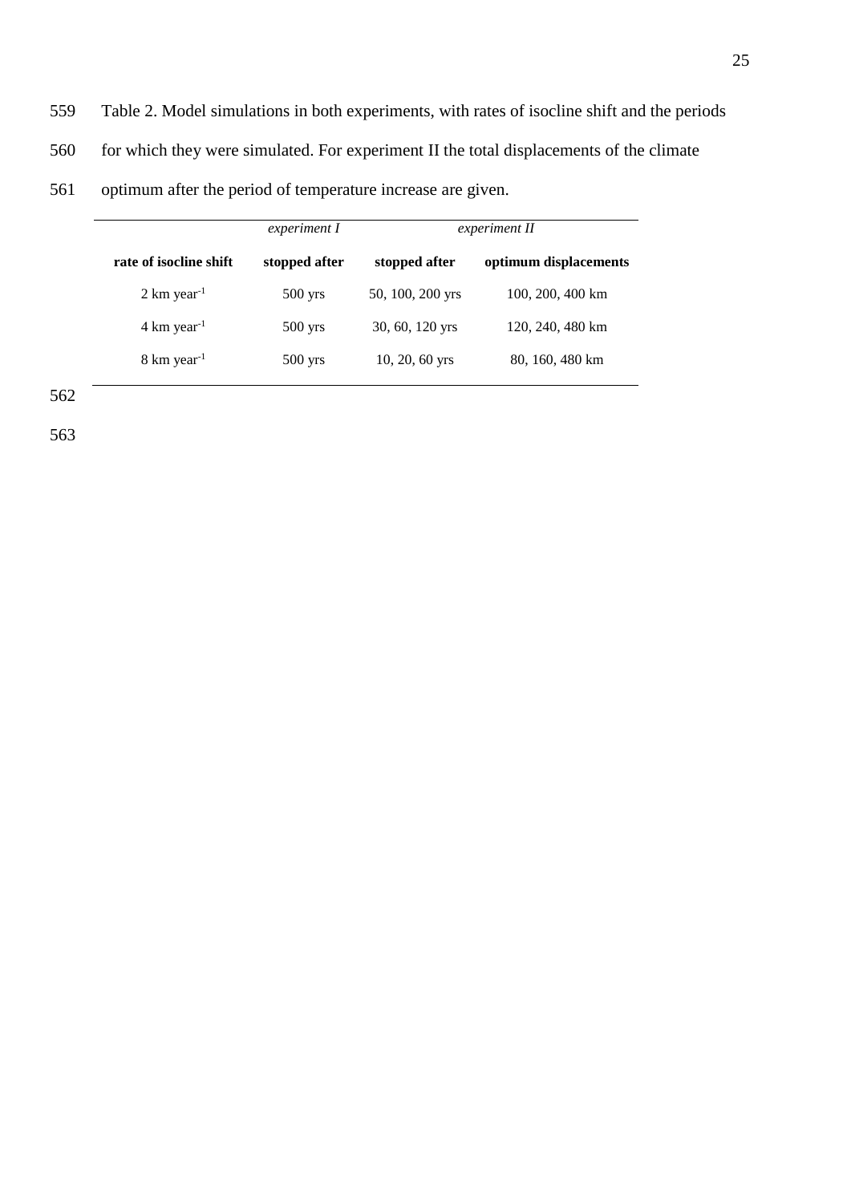Table 2. Model simulations in both experiments, with rates of isocline shift and the periods for which they were simulated. For experiment II the total displacements of the climate optimum after the period of temperature increase are given.

| | *experiment I* | *experiment II* | |
|---|---|---|---|
| **rate of isocline shift** | **stopped after** | **stopped after** | **optimum displacements** |
| 2 km year$^{-1}$ | 500 yrs | 50, 100, 200 yrs | 100, 200, 400 km |
| 4 km year$^{-1}$ | 500 yrs | 30, 60, 120 yrs | 120, 240, 480 km |
| 8 km year$^{-1}$ | 500 yrs | 10, 20, 60 yrs | 80, 160, 480 km |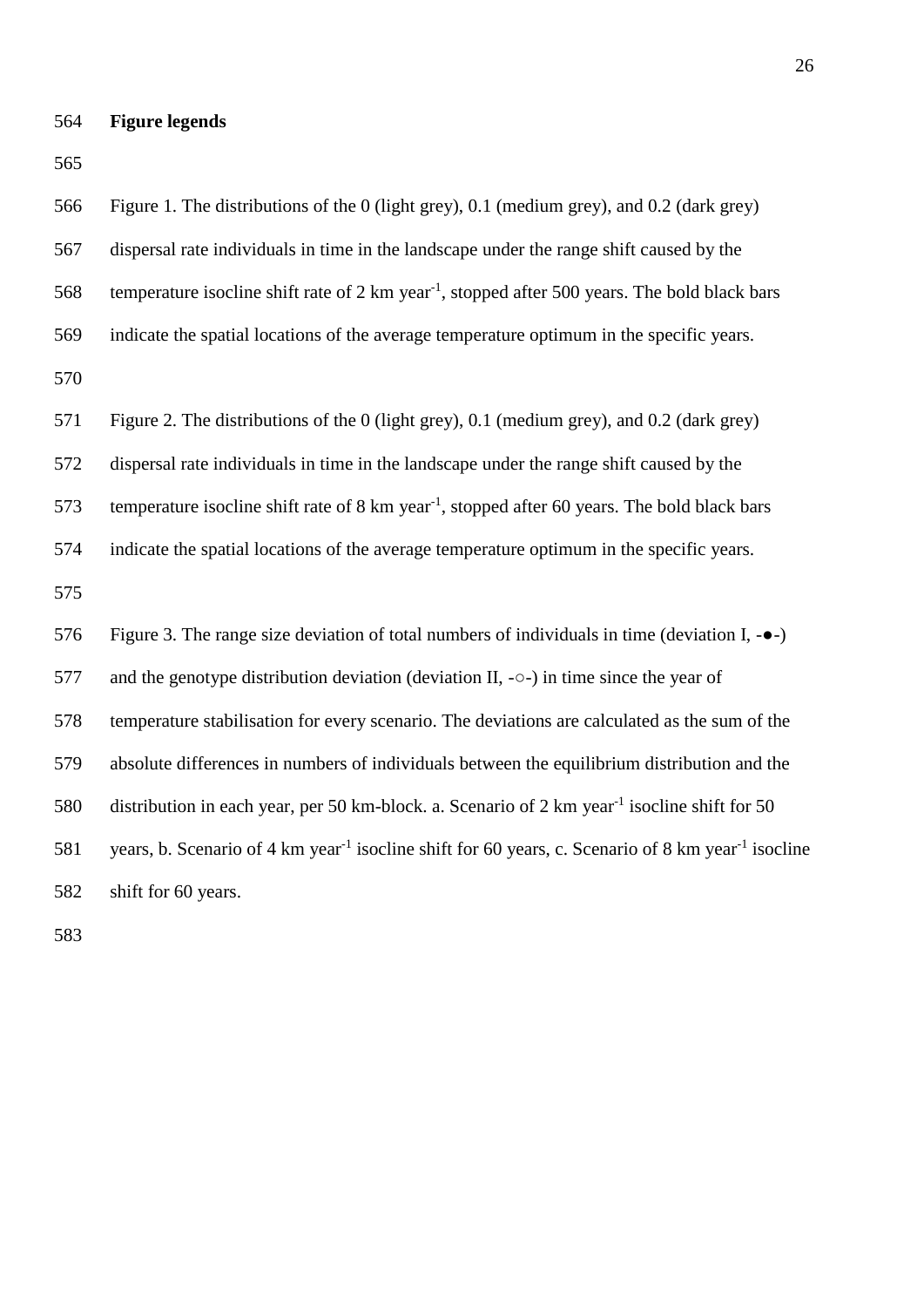**Figure legends**

Figure 1. The distributions of the 0 (light grey), 0.1 (medium grey), and 0.2 (dark grey) dispersal rate individuals in time in the landscape under the range shift caused by the temperature isocline shift rate of 2 km year$^{-1}$, stopped after 500 years. The bold black bars indicate the spatial locations of the average temperature optimum in the specific years.

Figure 2. The distributions of the 0 (light grey), 0.1 (medium grey), and 0.2 (dark grey) dispersal rate individuals in time in the landscape under the range shift caused by the temperature isocline shift rate of 8 km year$^{-1}$, stopped after 60 years. The bold black bars indicate the spatial locations of the average temperature optimum in the specific years.

Figure 3. The range size deviation of total numbers of individuals in time (deviation I, -●-) and the genotype distribution deviation (deviation II, -○-) in time since the year of temperature stabilisation for every scenario. The deviations are calculated as the sum of the absolute differences in numbers of individuals between the equilibrium distribution and the distribution in each year, per 50 km-block. a. Scenario of 2 km year$^{-1}$ isocline shift for 50 years, b. Scenario of 4 km year$^{-1}$ isocline shift for 60 years, c. Scenario of 8 km year$^{-1}$ isocline shift for 60 years.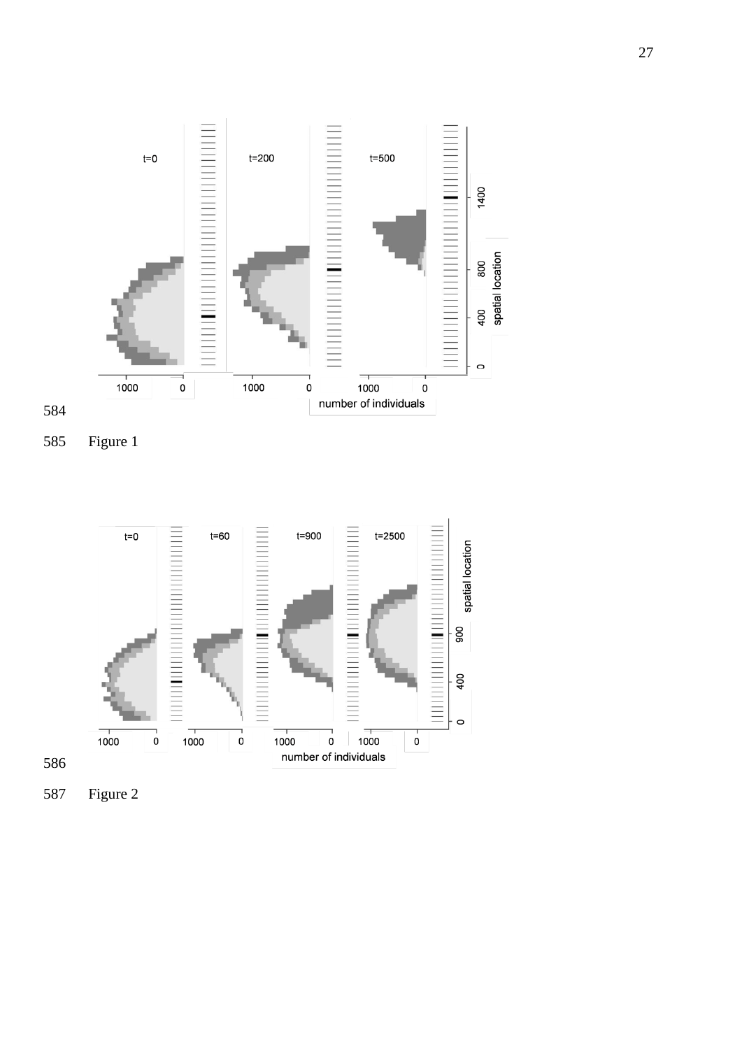584

585 Figure 1

586

587 Figure 2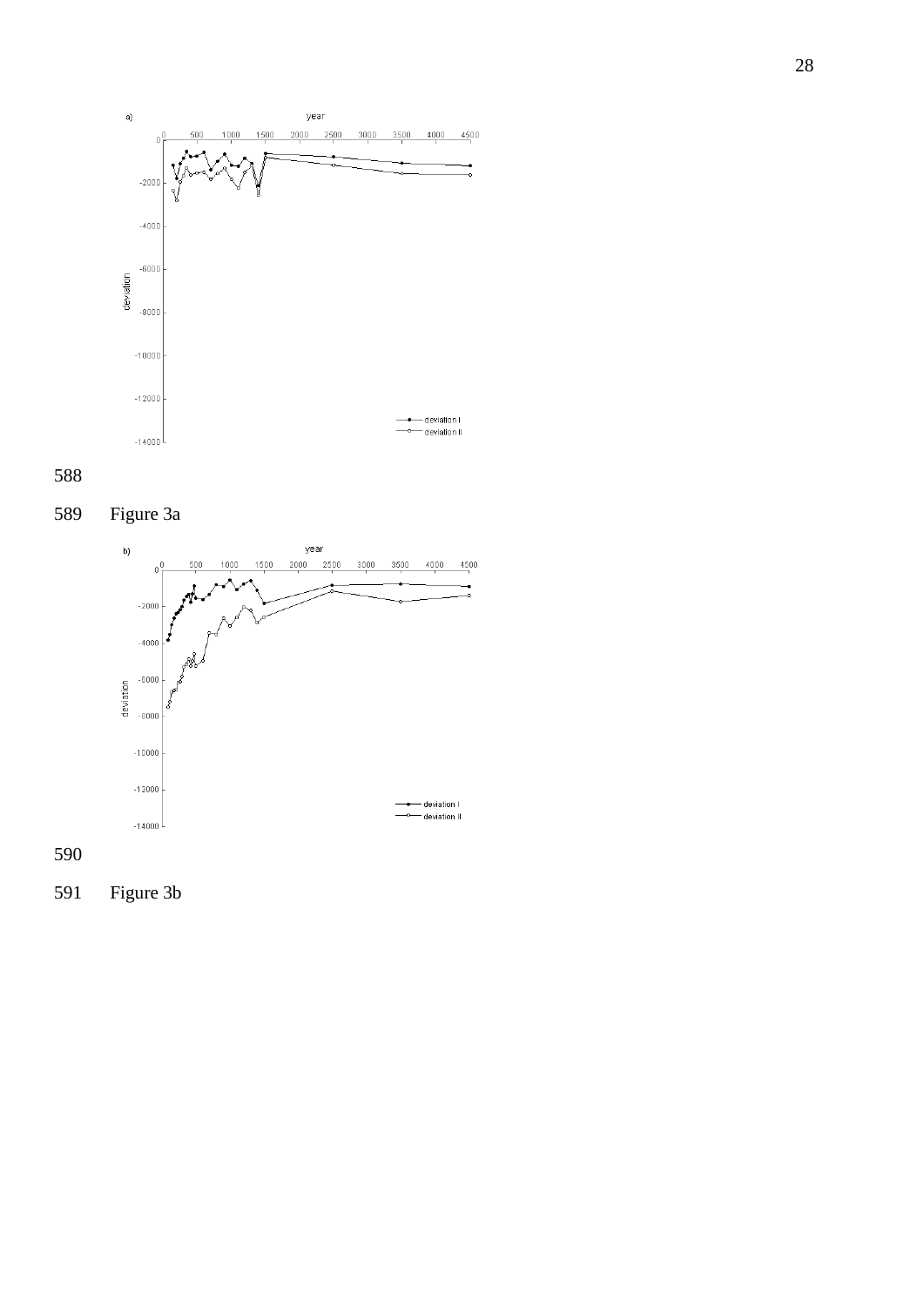Figure 3a

Figure 3b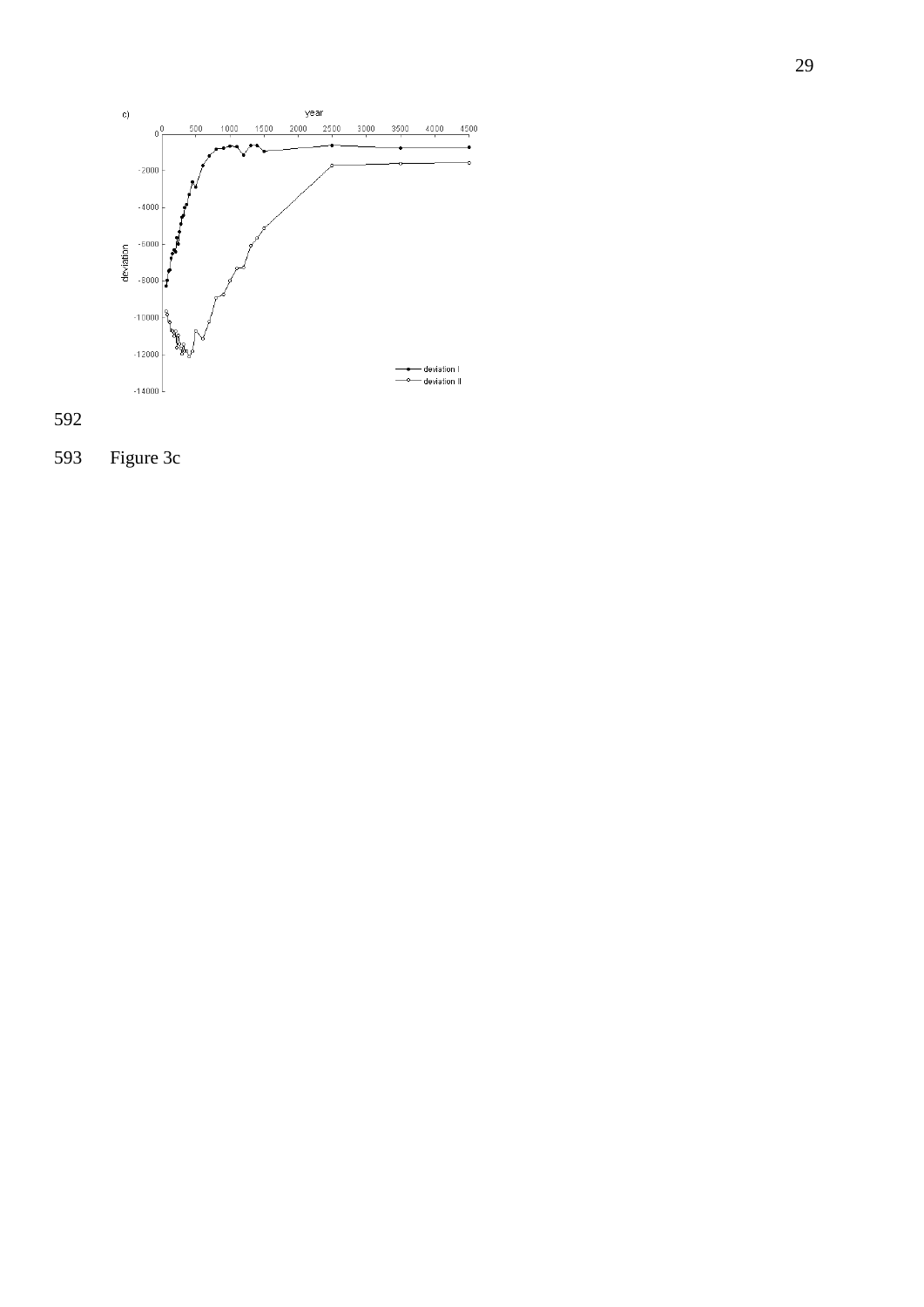Figure 3c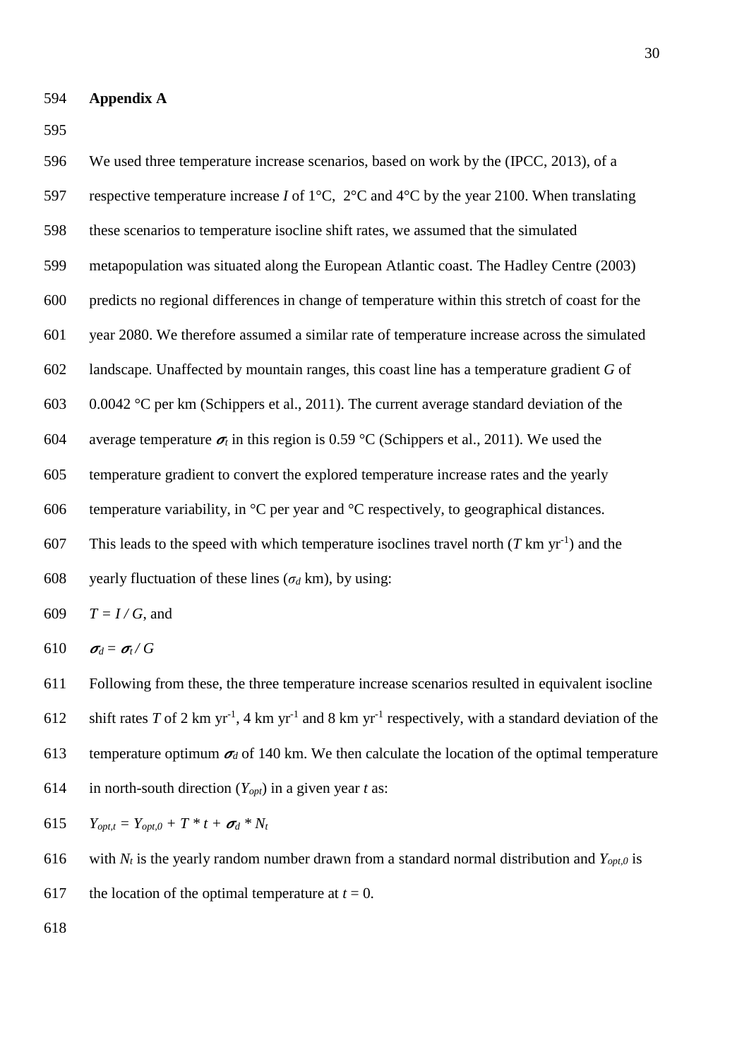**Appendix A**

We used three temperature increase scenarios, based on work by the (IPCC, 2013), of a respective temperature increase $I$ of 1°C, 2°C and 4°C by the year 2100. When translating these scenarios to temperature isocline shift rates, we assumed that the simulated metapopulation was situated along the European Atlantic coast. The Hadley Centre (2003) predicts no regional differences in change of temperature within this stretch of coast for the year 2080. We therefore assumed a similar rate of temperature increase across the simulated landscape. Unaffected by mountain ranges, this coast line has a temperature gradient $G$ of 0.0042 °C per km (Schippers et al., 2011). The current average standard deviation of the average temperature $\sigma_t$ in this region is 0.59 °C (Schippers et al., 2011). We used the temperature gradient to convert the explored temperature increase rates and the yearly temperature variability, in °C per year and °C respectively, to geographical distances. This leads to the speed with which temperature isoclines travel north ($T$ km yr$^{-1}$) and the yearly fluctuation of these lines ($\sigma_d$ km), by using:

$$T = I / G, \text{ and}$$

$$\sigma_d = \sigma_t / G$$

Following from these, the three temperature increase scenarios resulted in equivalent isocline shift rates $T$ of 2 km yr$^{-1}$, 4 km yr$^{-1}$ and 8 km yr$^{-1}$ respectively, with a standard deviation of the temperature optimum $\sigma_d$ of 140 km. We then calculate the location of the optimal temperature in north-south direction ($Y_{opt}$) in a given year $t$ as:

$$Y_{opt,t} = Y_{opt,0} + T * t + \sigma_d * N_t$$

with $N_t$ is the yearly random number drawn from a standard normal distribution and $Y_{opt,0}$ is the location of the optimal temperature at $t = 0$.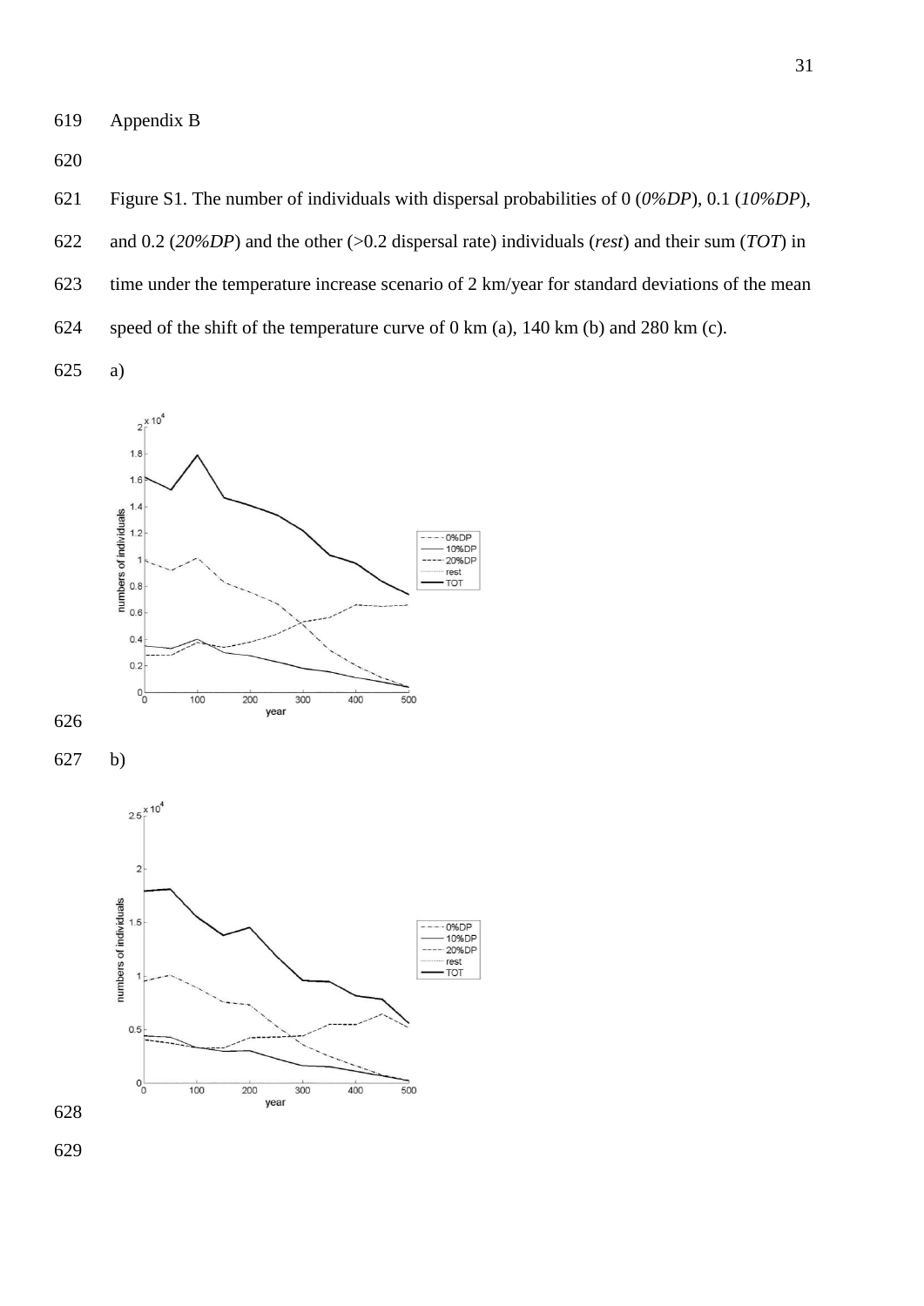Appendix B

Figure S1. The number of individuals with dispersal probabilities of 0 (*0%DP*), 0.1 (*10%DP*), and 0.2 (*20%DP*) and the other (>0.2 dispersal rate) individuals (*rest*) and their sum (*TOT*) in time under the temperature increase scenario of 2 km/year for standard deviations of the mean speed of the shift of the temperature curve of 0 km (a), 140 km (b) and 280 km (c).

a)

b)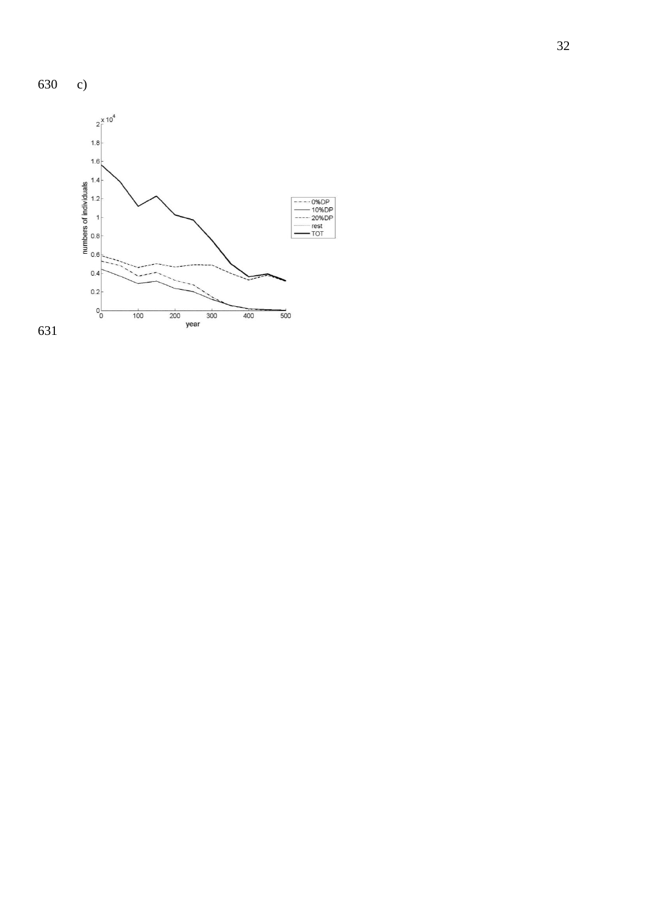630 c)

x 10^4
2
1.8
1.6
1.4
1.2
1
0.8
0.6
0.4
0.2
0
numbers of individuals
0
100
200
300
400
500
year

0%DP
10%DP
20%DP
rest
TOT

631